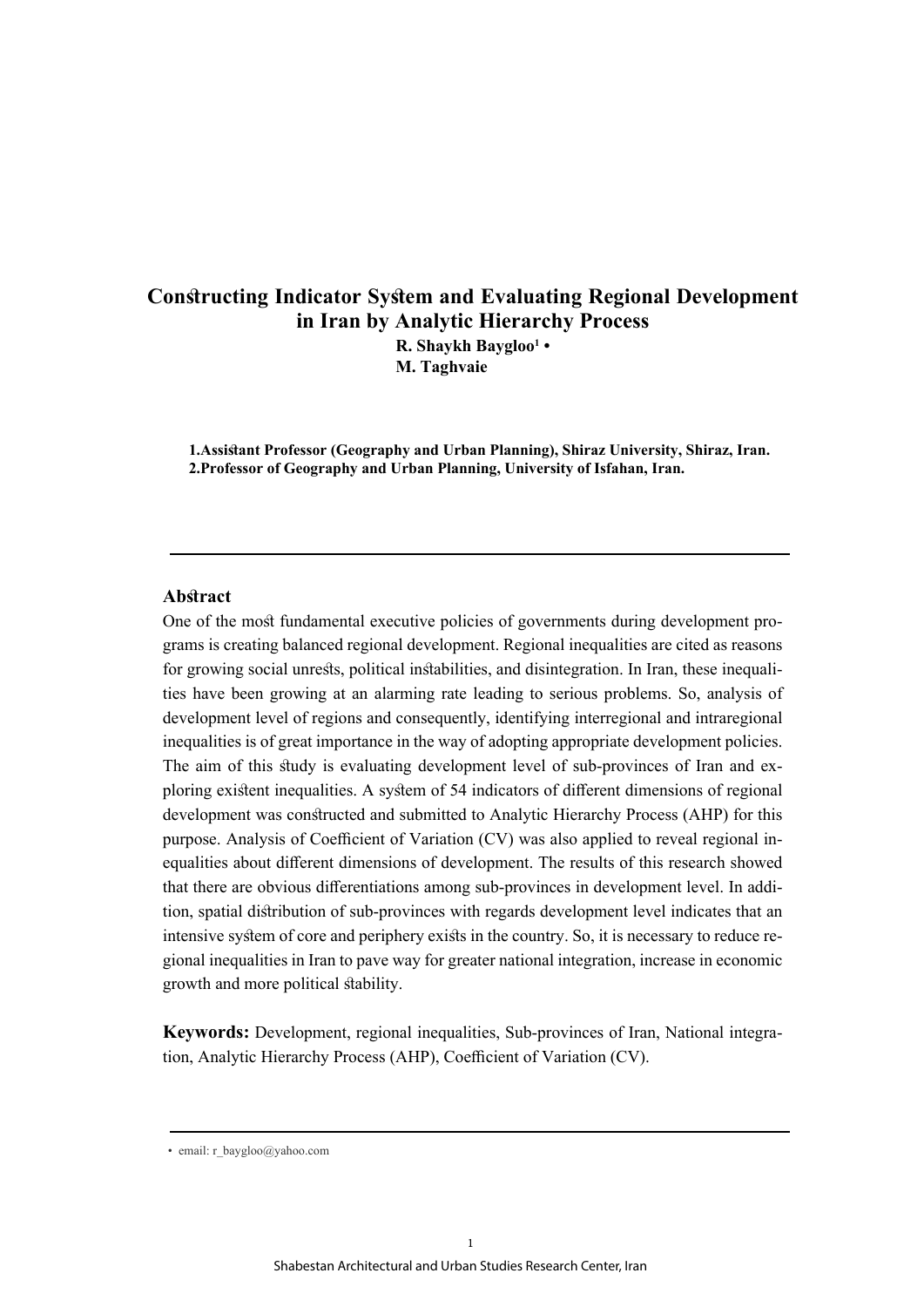# Constructing Indicator System and Evaluating Regional Development in Iran by Analytic Hierarchy Process

**R. Shaykh Baygloo[1] •**
**M. Taghvaie**

**1.Assistant Professor (Geography and Urban Planning), Shiraz University, Shiraz, Iran.**
**2.Professor of Geography and Urban Planning, University of Isfahan, Iran.**

---

## Abstract

One of the most fundamental executive policies of governments during development programs is creating balanced regional development. Regional inequalities are cited as reasons for growing social unrests, political instabilities, and disintegration. In Iran, these inequalities have been growing at an alarming rate leading to serious problems. So, analysis of development level of regions and consequently, identifying interregional and intraregional inequalities is of great importance in the way of adopting appropriate development policies. The aim of this study is evaluating development level of sub-provinces of Iran and exploring existent inequalities. A system of 54 indicators of different dimensions of regional development was constructed and submitted to Analytic Hierarchy Process (AHP) for this purpose. Analysis of Coefficient of Variation (CV) was also applied to reveal regional inequalities about different dimensions of development. The results of this research showed that there are obvious differentiations among sub-provinces in development level. In addition, spatial distribution of sub-provinces with regards development level indicates that an intensive system of core and periphery exists in the country. So, it is necessary to reduce regional inequalities in Iran to pave way for greater national integration, increase in economic growth and more political stability.

**Keywords:** Development, regional inequalities, Sub-provinces of Iran, National integration, Analytic Hierarchy Process (AHP), Coefficient of Variation (CV).

---

• email: r_baygloo@yahoo.com

Shabestan Architectural and Urban Studies Research Center, Iran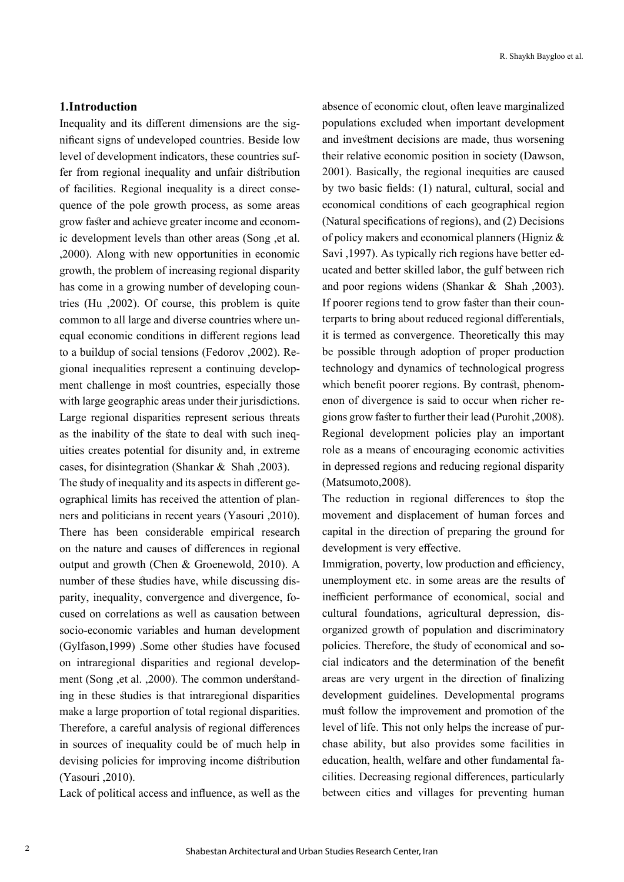## 1.Introduction

Inequality and its different dimensions are the significant signs of undeveloped countries. Beside low level of development indicators, these countries suffer from regional inequality and unfair distribution of facilities. Regional inequality is a direct consequence of the pole growth process, as some areas grow faster and achieve greater income and economic development levels than other areas (Song ,et al. ,2000). Along with new opportunities in economic growth, the problem of increasing regional disparity has come in a growing number of developing countries (Hu ,2002). Of course, this problem is quite common to all large and diverse countries where unequal economic conditions in different regions lead to a buildup of social tensions (Fedorov ,2002). Regional inequalities represent a continuing development challenge in most countries, especially those with large geographic areas under their jurisdictions. Large regional disparities represent serious threats as the inability of the state to deal with such inequities creates potential for disunity and, in extreme cases, for disintegration (Shankar & Shah ,2003).

The study of inequality and its aspects in different geographical limits has received the attention of planners and politicians in recent years (Yasouri ,2010). There has been considerable empirical research on the nature and causes of differences in regional output and growth (Chen & Groenewold, 2010). A number of these studies have, while discussing disparity, inequality, convergence and divergence, focused on correlations as well as causation between socio-economic variables and human development (Gylfason,1999) .Some other studies have focused on intraregional disparities and regional development (Song ,et al. ,2000). The common understanding in these studies is that intraregional disparities make a large proportion of total regional disparities. Therefore, a careful analysis of regional differences in sources of inequality could be of much help in devising policies for improving income distribution (Yasouri ,2010).

Lack of political access and influence, as well as the absence of economic clout, often leave marginalized populations excluded when important development and investment decisions are made, thus worsening their relative economic position in society (Dawson, 2001). Basically, the regional inequities are caused by two basic fields: (1) natural, cultural, social and economical conditions of each geographical region (Natural specifications of regions), and (2) Decisions of policy makers and economical planners (Higniz & Savi ,1997). As typically rich regions have better educated and better skilled labor, the gulf between rich and poor regions widens (Shankar & Shah ,2003). If poorer regions tend to grow faster than their counterparts to bring about reduced regional differentials, it is termed as convergence. Theoretically this may be possible through adoption of proper production technology and dynamics of technological progress which benefit poorer regions. By contrast, phenomenon of divergence is said to occur when richer regions grow faster to further their lead (Purohit ,2008). Regional development policies play an important role as a means of encouraging economic activities in depressed regions and reducing regional disparity (Matsumoto,2008).

The reduction in regional differences to stop the movement and displacement of human forces and capital in the direction of preparing the ground for development is very effective.

Immigration, poverty, low production and efficiency, unemployment etc. in some areas are the results of inefficient performance of economical, social and cultural foundations, agricultural depression, disorganized growth of population and discriminatory policies. Therefore, the study of economical and social indicators and the determination of the benefit areas are very urgent in the direction of finalizing development guidelines. Developmental programs must follow the improvement and promotion of the level of life. This not only helps the increase of purchase ability, but also provides some facilities in education, health, welfare and other fundamental facilities. Decreasing regional differences, particularly between cities and villages for preventing human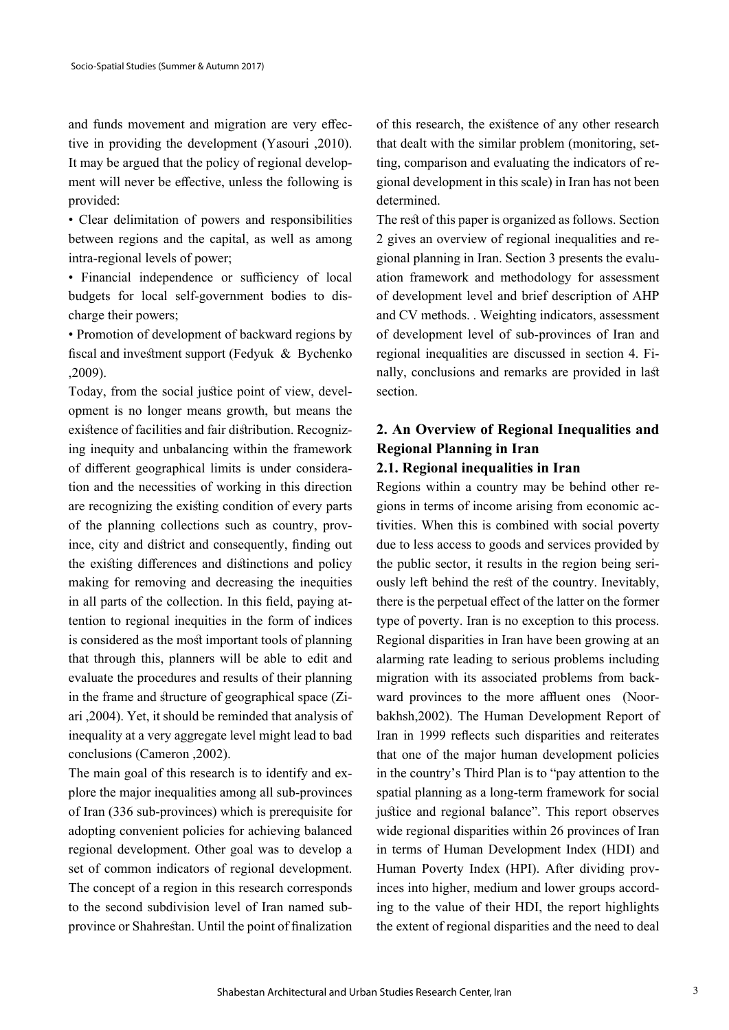and funds movement and migration are very effective in providing the development (Yasouri ,2010). It may be argued that the policy of regional development will never be effective, unless the following is provided:

- Clear delimitation of powers and responsibilities between regions and the capital, as well as among intra-regional levels of power;
- Financial independence or sufficiency of local budgets for local self-government bodies to discharge their powers;
- Promotion of development of backward regions by fiscal and investment support (Fedyuk & Bychenko ,2009).

Today, from the social justice point of view, development is no longer means growth, but means the existence of facilities and fair distribution. Recognizing inequity and unbalancing within the framework of different geographical limits is under consideration and the necessities of working in this direction are recognizing the existing condition of every parts of the planning collections such as country, province, city and district and consequently, finding out the existing differences and distinctions and policy making for removing and decreasing the inequities in all parts of the collection. In this field, paying attention to regional inequities in the form of indices is considered as the most important tools of planning that through this, planners will be able to edit and evaluate the procedures and results of their planning in the frame and structure of geographical space (Ziari ,2004). Yet, it should be reminded that analysis of inequality at a very aggregate level might lead to bad conclusions (Cameron ,2002).

The main goal of this research is to identify and explore the major inequalities among all sub-provinces of Iran (336 sub-provinces) which is prerequisite for adopting convenient policies for achieving balanced regional development. Other goal was to develop a set of common indicators of regional development. The concept of a region in this research corresponds to the second subdivision level of Iran named sub-province or Shahrestan. Until the point of finalization of this research, the existence of any other research that dealt with the similar problem (monitoring, setting, comparison and evaluating the indicators of regional development in this scale) in Iran has not been determined.

The rest of this paper is organized as follows. Section 2 gives an overview of regional inequalities and regional planning in Iran. Section 3 presents the evaluation framework and methodology for assessment of development level and brief description of AHP and CV methods. . Weighting indicators, assessment of development level of sub-provinces of Iran and regional inequalities are discussed in section 4. Finally, conclusions and remarks are provided in last section.

## 2. An Overview of Regional Inequalities and Regional Planning in Iran

### 2.1. Regional inequalities in Iran

Regions within a country may be behind other regions in terms of income arising from economic activities. When this is combined with social poverty due to less access to goods and services provided by the public sector, it results in the region being seriously left behind the rest of the country. Inevitably, there is the perpetual effect of the latter on the former type of poverty. Iran is no exception to this process. Regional disparities in Iran have been growing at an alarming rate leading to serious problems including migration with its associated problems from backward provinces to the more affluent ones (Noorbakhsh,2002). The Human Development Report of Iran in 1999 reflects such disparities and reiterates that one of the major human development policies in the country's Third Plan is to "pay attention to the spatial planning as a long-term framework for social justice and regional balance". This report observes wide regional disparities within 26 provinces of Iran in terms of Human Development Index (HDI) and Human Poverty Index (HPI). After dividing provinces into higher, medium and lower groups according to the value of their HDI, the report highlights the extent of regional disparities and the need to deal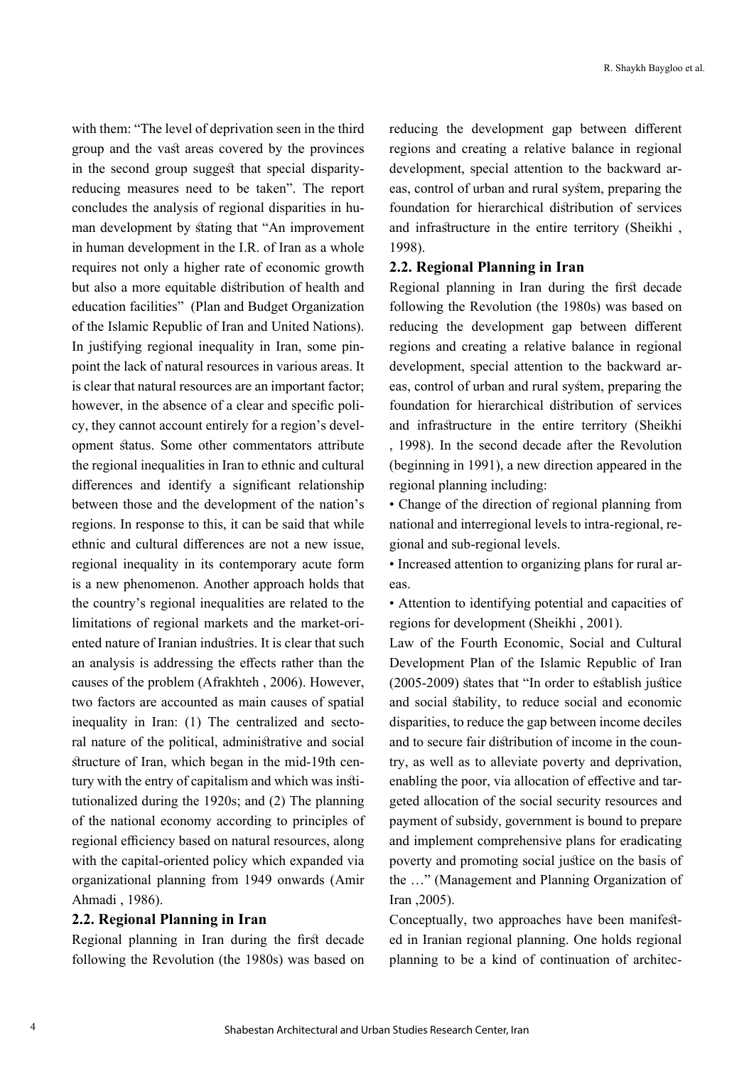with them: "The level of deprivation seen in the third group and the vast areas covered by the provinces in the second group suggest that special disparity-reducing measures need to be taken". The report concludes the analysis of regional disparities in human development by stating that "An improvement in human development in the I.R. of Iran as a whole requires not only a higher rate of economic growth but also a more equitable distribution of health and education facilities" (Plan and Budget Organization of the Islamic Republic of Iran and United Nations). In justifying regional inequality in Iran, some pinpoint the lack of natural resources in various areas. It is clear that natural resources are an important factor; however, in the absence of a clear and specific policy, they cannot account entirely for a region's development status. Some other commentators attribute the regional inequalities in Iran to ethnic and cultural differences and identify a significant relationship between those and the development of the nation's regions. In response to this, it can be said that while ethnic and cultural differences are not a new issue, regional inequality in its contemporary acute form is a new phenomenon. Another approach holds that the country's regional inequalities are related to the limitations of regional markets and the market-oriented nature of Iranian industries. It is clear that such an analysis is addressing the effects rather than the causes of the problem (Afrakhteh , 2006). However, two factors are accounted as main causes of spatial inequality in Iran: (1) The centralized and sectoral nature of the political, administrative and social structure of Iran, which began in the mid-19th century with the entry of capitalism and which was institutionalized during the 1920s; and (2) The planning of the national economy according to principles of regional efficiency based on natural resources, along with the capital-oriented policy which expanded via organizational planning from 1949 onwards (Amir Ahmadi , 1986).

## 2.2. Regional Planning in Iran

Regional planning in Iran during the first decade following the Revolution (the 1980s) was based on reducing the development gap between different regions and creating a relative balance in regional development, special attention to the backward areas, control of urban and rural system, preparing the foundation for hierarchical distribution of services and infrastructure in the entire territory (Sheikhi , 1998).

## 2.2. Regional Planning in Iran

Regional planning in Iran during the first decade following the Revolution (the 1980s) was based on reducing the development gap between different regions and creating a relative balance in regional development, special attention to the backward areas, control of urban and rural system, preparing the foundation for hierarchical distribution of services and infrastructure in the entire territory (Sheikhi , 1998). In the second decade after the Revolution (beginning in 1991), a new direction appeared in the regional planning including:

- Change of the direction of regional planning from national and interregional levels to intra-regional, regional and sub-regional levels.
- Increased attention to organizing plans for rural areas.
- Attention to identifying potential and capacities of regions for development (Sheikhi , 2001).

Law of the Fourth Economic, Social and Cultural Development Plan of the Islamic Republic of Iran (2005-2009) states that "In order to establish justice and social stability, to reduce social and economic disparities, to reduce the gap between income deciles and to secure fair distribution of income in the country, as well as to alleviate poverty and deprivation, enabling the poor, via allocation of effective and targeted allocation of the social security resources and payment of subsidy, government is bound to prepare and implement comprehensive plans for eradicating poverty and promoting social justice on the basis of the …" (Management and Planning Organization of Iran ,2005).

Conceptually, two approaches have been manifested in Iranian regional planning. One holds regional planning to be a kind of continuation of architec-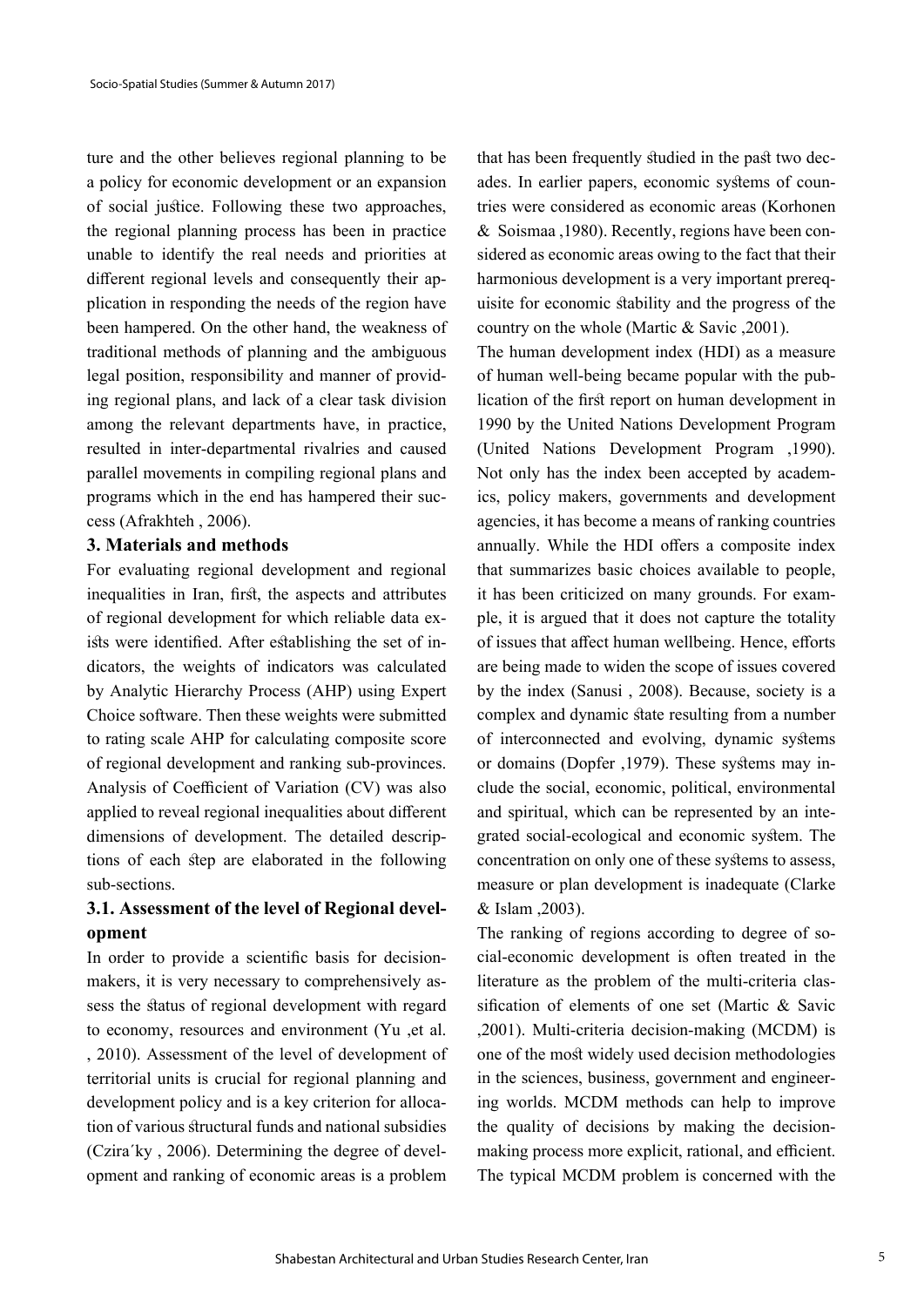ture and the other believes regional planning to be a policy for economic development or an expansion of social justice. Following these two approaches, the regional planning process has been in practice unable to identify the real needs and priorities at different regional levels and consequently their application in responding the needs of the region have been hampered. On the other hand, the weakness of traditional methods of planning and the ambiguous legal position, responsibility and manner of providing regional plans, and lack of a clear task division among the relevant departments have, in practice, resulted in inter-departmental rivalries and caused parallel movements in compiling regional plans and programs which in the end has hampered their success (Afrakhteh , 2006).

## 3. Materials and methods

For evaluating regional development and regional inequalities in Iran, first, the aspects and attributes of regional development for which reliable data exists were identified. After establishing the set of indicators, the weights of indicators was calculated by Analytic Hierarchy Process (AHP) using Expert Choice software. Then these weights were submitted to rating scale AHP for calculating composite score of regional development and ranking sub-provinces. Analysis of Coefficient of Variation (CV) was also applied to reveal regional inequalities about different dimensions of development. The detailed descriptions of each step are elaborated in the following sub-sections.

### 3.1. Assessment of the level of Regional development

In order to provide a scientific basis for decision-makers, it is very necessary to comprehensively assess the status of regional development with regard to economy, resources and environment (Yu ,et al. , 2010). Assessment of the level of development of territorial units is crucial for regional planning and development policy and is a key criterion for allocation of various structural funds and national subsidies (Czira´ky , 2006). Determining the degree of development and ranking of economic areas is a problem that has been frequently studied in the past two decades. In earlier papers, economic systems of countries were considered as economic areas (Korhonen & Soismaa ,1980). Recently, regions have been considered as economic areas owing to the fact that their harmonious development is a very important prerequisite for economic stability and the progress of the country on the whole (Martic & Savic ,2001).

The human development index (HDI) as a measure of human well-being became popular with the publication of the first report on human development in 1990 by the United Nations Development Program (United Nations Development Program ,1990). Not only has the index been accepted by academics, policy makers, governments and development agencies, it has become a means of ranking countries annually. While the HDI offers a composite index that summarizes basic choices available to people, it has been criticized on many grounds. For example, it is argued that it does not capture the totality of issues that affect human wellbeing. Hence, efforts are being made to widen the scope of issues covered by the index (Sanusi , 2008). Because, society is a complex and dynamic state resulting from a number of interconnected and evolving, dynamic systems or domains (Dopfer ,1979). These systems may include the social, economic, political, environmental and spiritual, which can be represented by an integrated social-ecological and economic system. The concentration on only one of these systems to assess, measure or plan development is inadequate (Clarke & Islam ,2003).

The ranking of regions according to degree of social-economic development is often treated in the literature as the problem of the multi-criteria classification of elements of one set (Martic & Savic ,2001). Multi-criteria decision-making (MCDM) is one of the most widely used decision methodologies in the sciences, business, government and engineering worlds. MCDM methods can help to improve the quality of decisions by making the decision-making process more explicit, rational, and efficient. The typical MCDM problem is concerned with the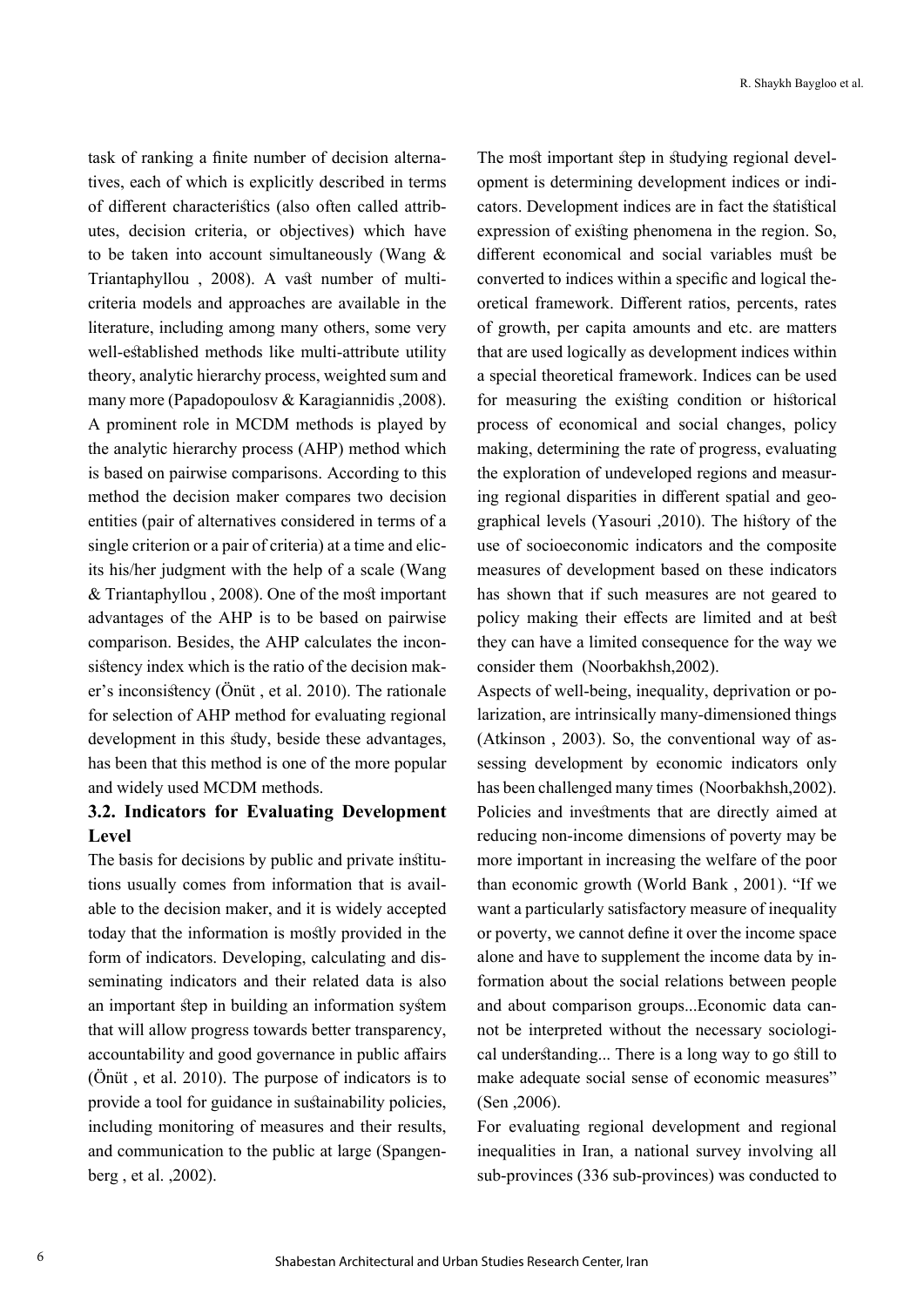task of ranking a finite number of decision alternatives, each of which is explicitly described in terms of different characteristics (also often called attributes, decision criteria, or objectives) which have to be taken into account simultaneously (Wang & Triantaphyllou , 2008). A vast number of multi-criteria models and approaches are available in the literature, including among many others, some very well-established methods like multi-attribute utility theory, analytic hierarchy process, weighted sum and many more (Papadopoulosv & Karagiannidis ,2008). A prominent role in MCDM methods is played by the analytic hierarchy process (AHP) method which is based on pairwise comparisons. According to this method the decision maker compares two decision entities (pair of alternatives considered in terms of a single criterion or a pair of criteria) at a time and elicits his/her judgment with the help of a scale (Wang & Triantaphyllou , 2008). One of the most important advantages of the AHP is to be based on pairwise comparison. Besides, the AHP calculates the inconsistency index which is the ratio of the decision maker's inconsistency (Önüt , et al. 2010). The rationale for selection of AHP method for evaluating regional development in this study, beside these advantages, has been that this method is one of the more popular and widely used MCDM methods.

### 3.2. Indicators for Evaluating Development Level

The basis for decisions by public and private institutions usually comes from information that is available to the decision maker, and it is widely accepted today that the information is mostly provided in the form of indicators. Developing, calculating and disseminating indicators and their related data is also an important step in building an information system that will allow progress towards better transparency, accountability and good governance in public affairs (Önüt , et al. 2010). The purpose of indicators is to provide a tool for guidance in sustainability policies, including monitoring of measures and their results, and communication to the public at large (Spangenberg , et al. ,2002).

The most important step in studying regional development is determining development indices or indicators. Development indices are in fact the statistical expression of existing phenomena in the region. So, different economical and social variables must be converted to indices within a specific and logical theoretical framework. Different ratios, percents, rates of growth, per capita amounts and etc. are matters that are used logically as development indices within a special theoretical framework. Indices can be used for measuring the existing condition or historical process of economical and social changes, policy making, determining the rate of progress, evaluating the exploration of undeveloped regions and measuring regional disparities in different spatial and geographical levels (Yasouri ,2010). The history of the use of socioeconomic indicators and the composite measures of development based on these indicators has shown that if such measures are not geared to policy making their effects are limited and at best they can have a limited consequence for the way we consider them (Noorbakhsh,2002).

Aspects of well-being, inequality, deprivation or polarization, are intrinsically many-dimensioned things (Atkinson , 2003). So, the conventional way of assessing development by economic indicators only has been challenged many times (Noorbakhsh,2002). Policies and investments that are directly aimed at reducing non-income dimensions of poverty may be more important in increasing the welfare of the poor than economic growth (World Bank , 2001). "If we want a particularly satisfactory measure of inequality or poverty, we cannot define it over the income space alone and have to supplement the income data by information about the social relations between people and about comparison groups...Economic data cannot be interpreted without the necessary sociological understanding... There is a long way to go still to make adequate social sense of economic measures" (Sen ,2006).

For evaluating regional development and regional inequalities in Iran, a national survey involving all sub-provinces (336 sub-provinces) was conducted to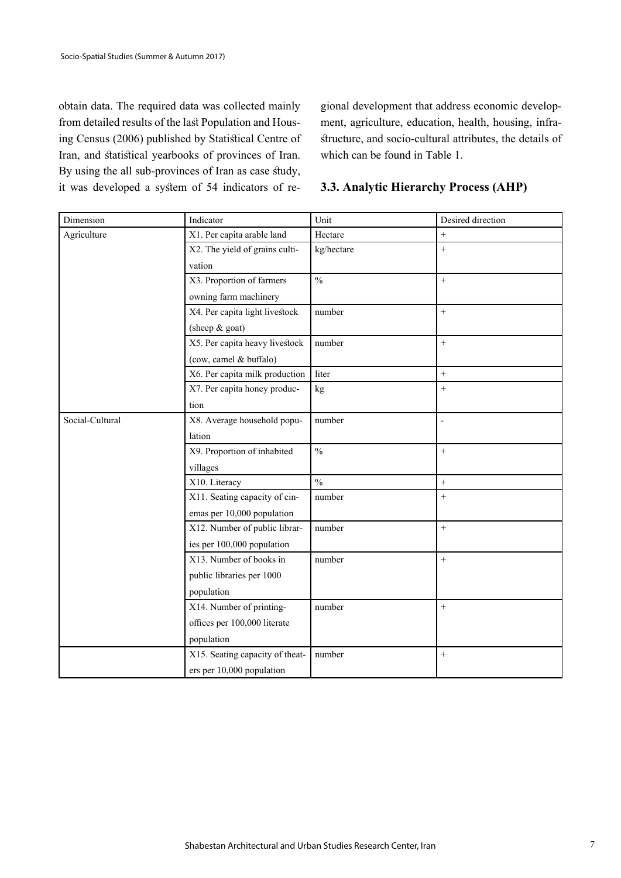obtain data. The required data was collected mainly from detailed results of the last Population and Housing Census (2006) published by Statistical Centre of Iran, and statistical yearbooks of provinces of Iran. By using the all sub-provinces of Iran as case study, it was developed a system of 54 indicators of regional development that address economic development, agriculture, education, health, housing, infrastructure, and socio-cultural attributes, the details of which can be found in Table 1.

### 3.3. Analytic Hierarchy Process (AHP)

| Dimension | Indicator | Unit | Desired direction |
|---|---|---|---|
| Agriculture | X1. Per capita arable land | Hectare | + |
| | X2. The yield of grains cultivation | kg/hectare | + |
| | X3. Proportion of farmers owning farm machinery | % | + |
| | X4. Per capita light livestock (sheep & goat) | number | + |
| | X5. Per capita heavy livestock (cow, camel & buffalo) | number | + |
| | X6. Per capita milk production | liter | + |
| | X7. Per capita honey production | kg | + |
| Social-Cultural | X8. Average household population | number | - |
| | X9. Proportion of inhabited villages | % | + |
| | X10. Literacy | % | + |
| | X11. Seating capacity of cinemas per 10,000 population | number | + |
| | X12. Number of public libraries per 100,000 population | number | + |
| | X13. Number of books in public libraries per 1000 population | number | + |
| | X14. Number of printing-offices per 100,000 literate population | number | + |
| | X15. Seating capacity of theaters per 10,000 population | number | + |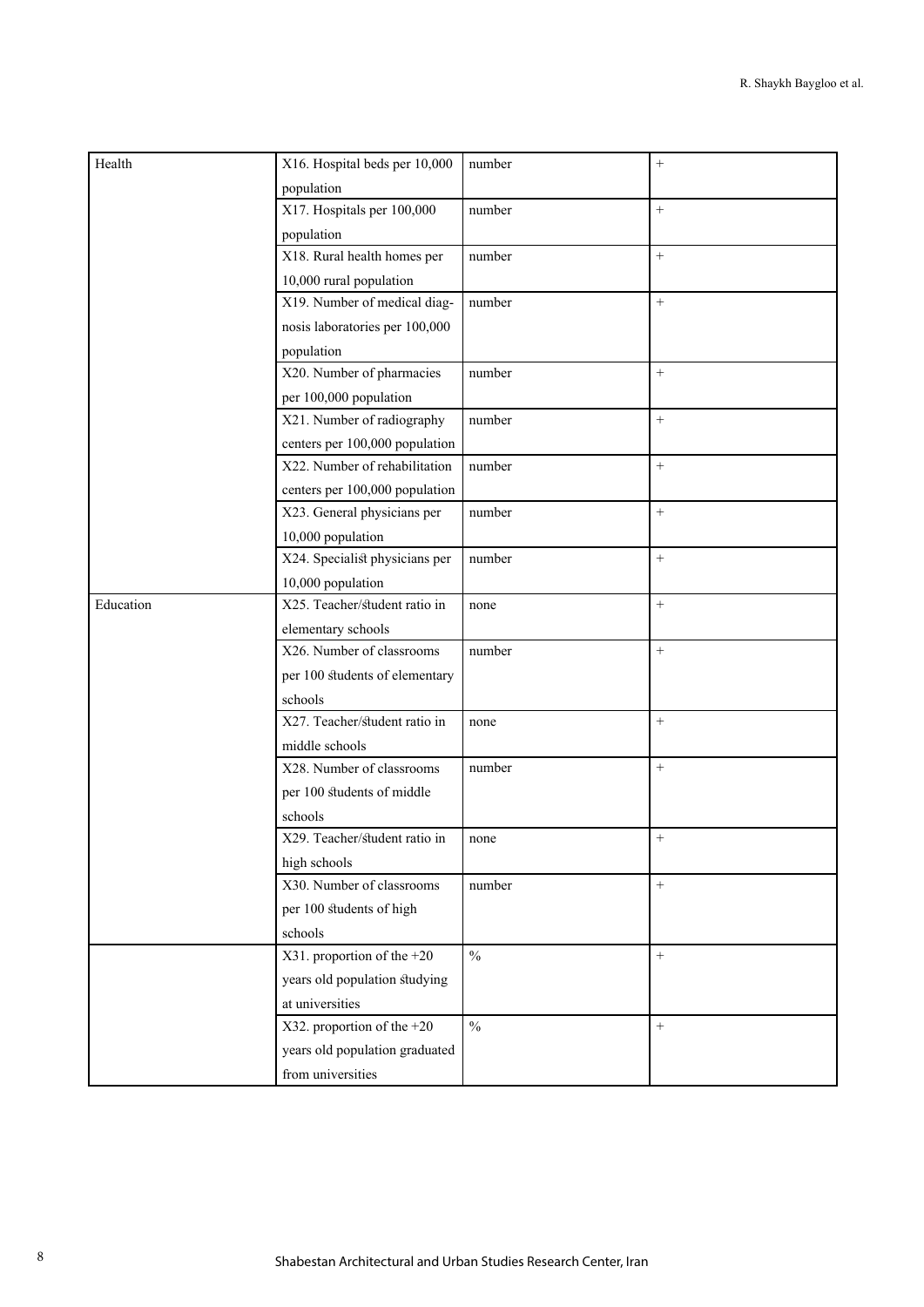| | | | |
|---|---|---|---|
| Health | X16. Hospital beds per 10,000 population | number | + |
| | X17. Hospitals per 100,000 population | number | + |
| | X18. Rural health homes per 10,000 rural population | number | + |
| | X19. Number of medical diagnosis laboratories per 100,000 population | number | + |
| | X20. Number of pharmacies per 100,000 population | number | + |
| | X21. Number of radiography centers per 100,000 population | number | + |
| | X22. Number of rehabilitation centers per 100,000 population | number | + |
| | X23. General physicians per 10,000 population | number | + |
| | X24. Specialist physicians per 10,000 population | number | + |
| Education | X25. Teacher/student ratio in elementary schools | none | + |
| | X26. Number of classrooms per 100 students of elementary schools | number | + |
| | X27. Teacher/student ratio in middle schools | none | + |
| | X28. Number of classrooms per 100 students of middle schools | number | + |
| | X29. Teacher/student ratio in high schools | none | + |
| | X30. Number of classrooms per 100 students of high schools | number | + |
| | X31. proportion of the +20 years old population studying at universities | % | + |
| | X32. proportion of the +20 years old population graduated from universities | % | + |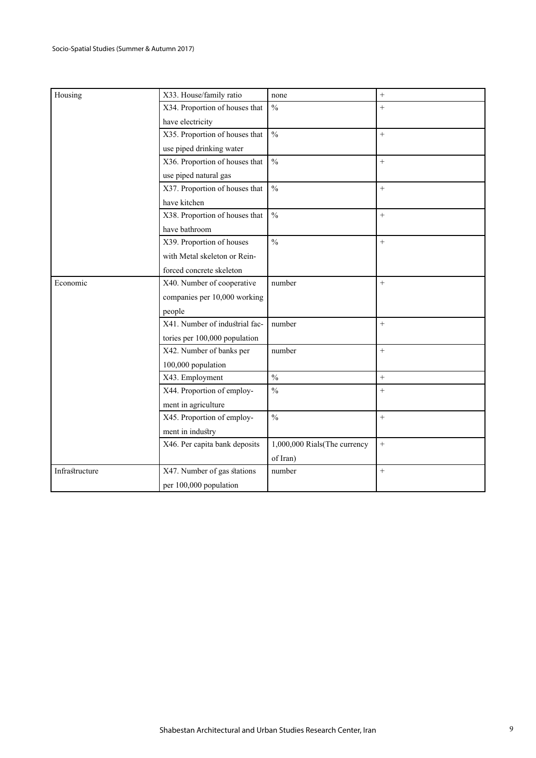| Housing | X33. House/family ratio | none | + |
|---|---|---|---|
| | X34. Proportion of houses that have electricity | % | + |
| | X35. Proportion of houses that use piped drinking water | % | + |
| | X36. Proportion of houses that use piped natural gas | % | + |
| | X37. Proportion of houses that have kitchen | % | + |
| | X38. Proportion of houses that have bathroom | % | + |
| | X39. Proportion of houses with Metal skeleton or Reinforced concrete skeleton | % | + |
| Economic | X40. Number of cooperative companies per 10,000 working people | number | + |
| | X41. Number of industrial factories per 100,000 population | number | + |
| | X42. Number of banks per 100,000 population | number | + |
| | X43. Employment | % | + |
| | X44. Proportion of employment in agriculture | % | + |
| | X45. Proportion of employment in industry | % | + |
| | X46. Per capita bank deposits | 1,000,000 Rials(The currency of Iran) | + |
| Infrastructure | X47. Number of gas stations per 100,000 population | number | + |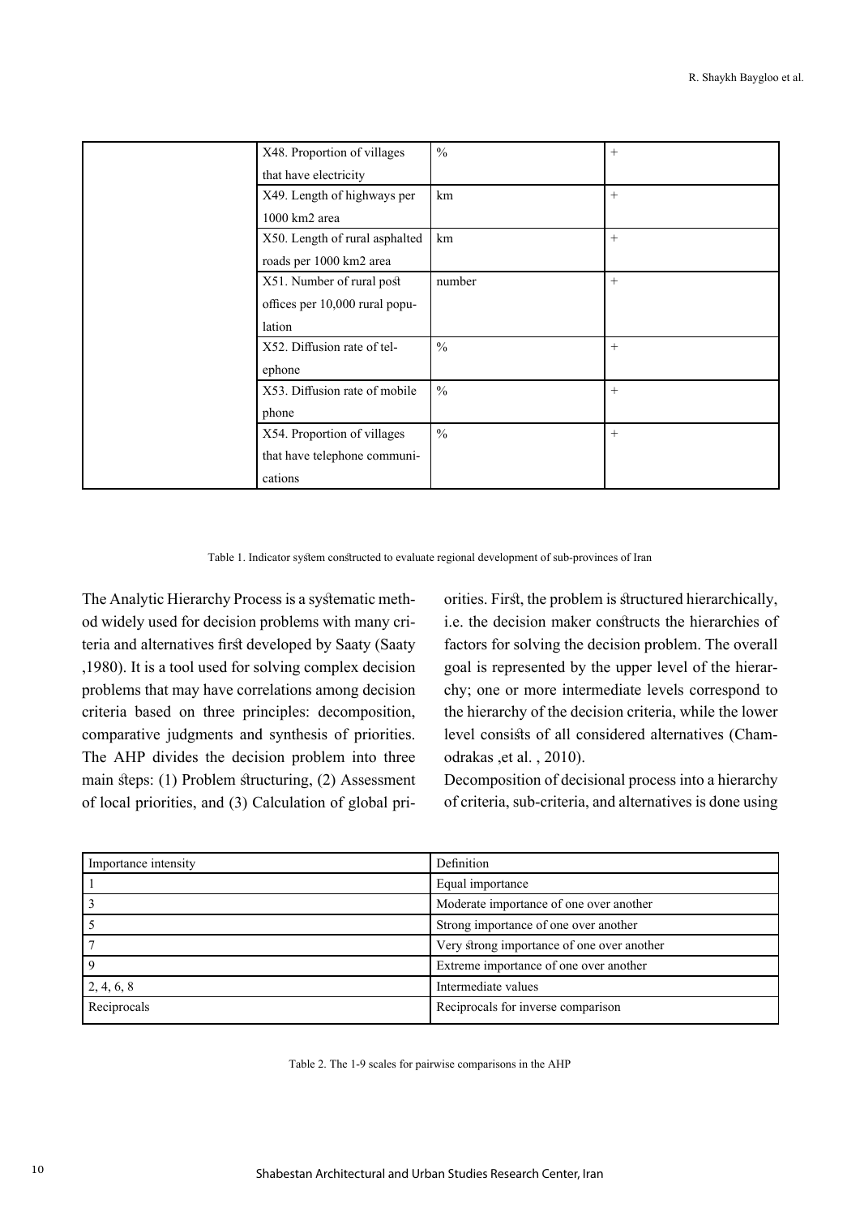| | | | |
|---|---|---|---|
| | X48. Proportion of villages that have electricity | % | + |
| | X49. Length of highways per 1000 km2 area | km | + |
| | X50. Length of rural asphalted roads per 1000 km2 area | km | + |
| | X51. Number of rural post offices per 10,000 rural population | number | + |
| | X52. Diffusion rate of telephone | % | + |
| | X53. Diffusion rate of mobile phone | % | + |
| | X54. Proportion of villages that have telephone communications | % | + |

Table 1. Indicator system constructed to evaluate regional development of sub-provinces of Iran

The Analytic Hierarchy Process is a systematic method widely used for decision problems with many criteria and alternatives first developed by Saaty (Saaty ,1980). It is a tool used for solving complex decision problems that may have correlations among decision criteria based on three principles: decomposition, comparative judgments and synthesis of priorities. The AHP divides the decision problem into three main steps: (1) Problem structuring, (2) Assessment of local priorities, and (3) Calculation of global priorities. First, the problem is structured hierarchically, i.e. the decision maker constructs the hierarchies of factors for solving the decision problem. The overall goal is represented by the upper level of the hierarchy; one or more intermediate levels correspond to the hierarchy of the decision criteria, while the lower level consists of all considered alternatives (Chamodrakas ,et al. , 2010).

Decomposition of decisional process into a hierarchy of criteria, sub-criteria, and alternatives is done using

| Importance intensity | Definition |
|---|---|
| 1 | Equal importance |
| 3 | Moderate importance of one over another |
| 5 | Strong importance of one over another |
| 7 | Very strong importance of one over another |
| 9 | Extreme importance of one over another |
| 2, 4, 6, 8 | Intermediate values |
| Reciprocals | Reciprocals for inverse comparison |

Table 2. The 1-9 scales for pairwise comparisons in the AHP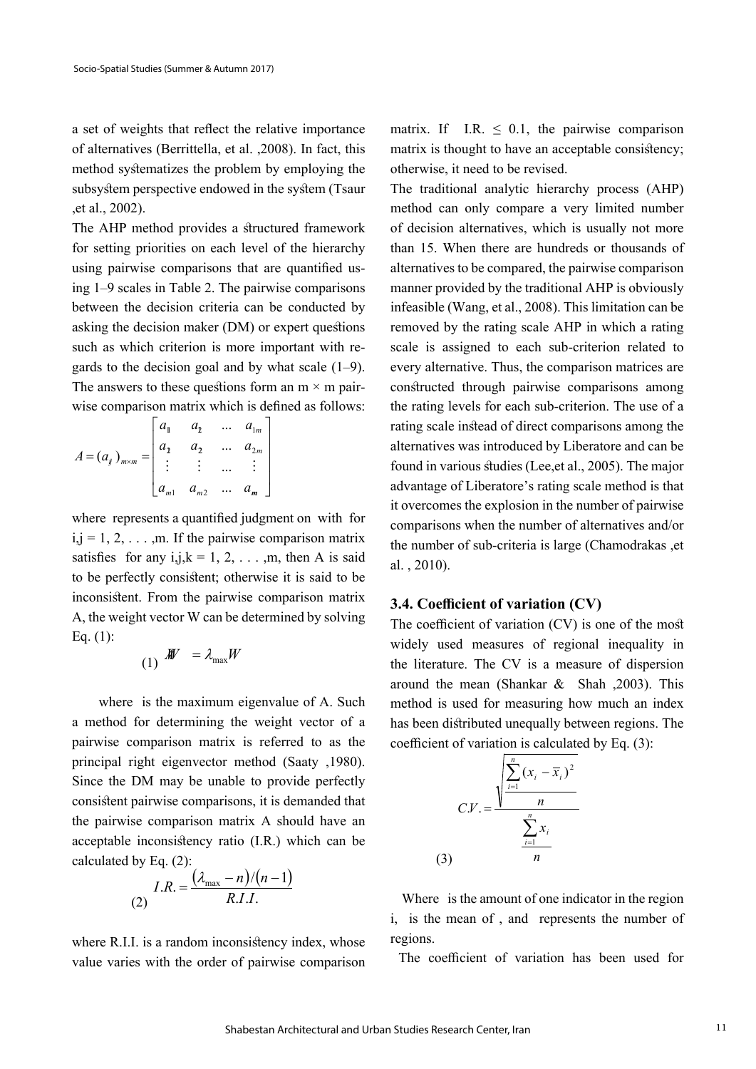a set of weights that reflect the relative importance of alternatives (Berrittella, et al. ,2008). In fact, this method systematizes the problem by employing the subsystem perspective endowed in the system (Tsaur ,et al., 2002).

The AHP method provides a structured framework for setting priorities on each level of the hierarchy using pairwise comparisons that are quantified using 1–9 scales in Table 2. The pairwise comparisons between the decision criteria can be conducted by asking the decision maker (DM) or expert questions such as which criterion is more important with regards to the decision goal and by what scale (1–9). The answers to these questions form an m × m pairwise comparison matrix which is defined as follows:

$$A = (a_{ij})_{m\times m} = \begin{bmatrix} a_{11} & a_{12} & \dots & a_{1m} \\ a_{21} & a_{22} & \dots & a_{2m} \\ \vdots & \vdots & \dots & \vdots \\ a_{m1} & a_{m2} & \dots & a_{mm} \end{bmatrix}$$

where represents a quantified judgment on with for i,j = 1, 2, . . . ,m. If the pairwise comparison matrix satisfies for any i,j,k = 1, 2, . . . ,m, then A is said to be perfectly consistent; otherwise it is said to be inconsistent. From the pairwise comparison matrix A, the weight vector W can be determined by solving Eq. (1):

$$AW = \lambda_{\max} W \quad (1)$$

where is the maximum eigenvalue of A. Such a method for determining the weight vector of a pairwise comparison matrix is referred to as the principal right eigenvector method (Saaty ,1980). Since the DM may be unable to provide perfectly consistent pairwise comparisons, it is demanded that the pairwise comparison matrix A should have an acceptable inconsistency ratio (I.R.) which can be calculated by Eq. (2):

$$I.R. = \frac{(\lambda_{\max} - n)/(n-1)}{R.I.I.} \quad (2)$$

where R.I.I. is a random inconsistency index, whose value varies with the order of pairwise comparison matrix. If I.R. ≤ 0.1, the pairwise comparison matrix is thought to have an acceptable consistency; otherwise, it need to be revised.

The traditional analytic hierarchy process (AHP) method can only compare a very limited number of decision alternatives, which is usually not more than 15. When there are hundreds or thousands of alternatives to be compared, the pairwise comparison manner provided by the traditional AHP is obviously infeasible (Wang, et al., 2008). This limitation can be removed by the rating scale AHP in which a rating scale is assigned to each sub-criterion related to every alternative. Thus, the comparison matrices are constructed through pairwise comparisons among the rating levels for each sub-criterion. The use of a rating scale instead of direct comparisons among the alternatives was introduced by Liberatore and can be found in various studies (Lee,et al., 2005). The major advantage of Liberatore's rating scale method is that it overcomes the explosion in the number of pairwise comparisons when the number of alternatives and/or the number of sub-criteria is large (Chamodrakas ,et al. , 2010).

### 3.4. Coefficient of variation (CV)

The coefficient of variation (CV) is one of the most widely used measures of regional inequality in the literature. The CV is a measure of dispersion around the mean (Shankar & Shah ,2003). This method is used for measuring how much an index has been distributed unequally between regions. The coefficient of variation is calculated by Eq. (3):

$$C.V. = \frac{\sqrt{\dfrac{\sum_{i=1}^{n}(x_i - \bar{x}_i)^2}{n}}}{\dfrac{\sum_{i=1}^{n} x_i}{n}} \quad (3)$$

Where is the amount of one indicator in the region i, is the mean of , and represents the number of regions.

The coefficient of variation has been used for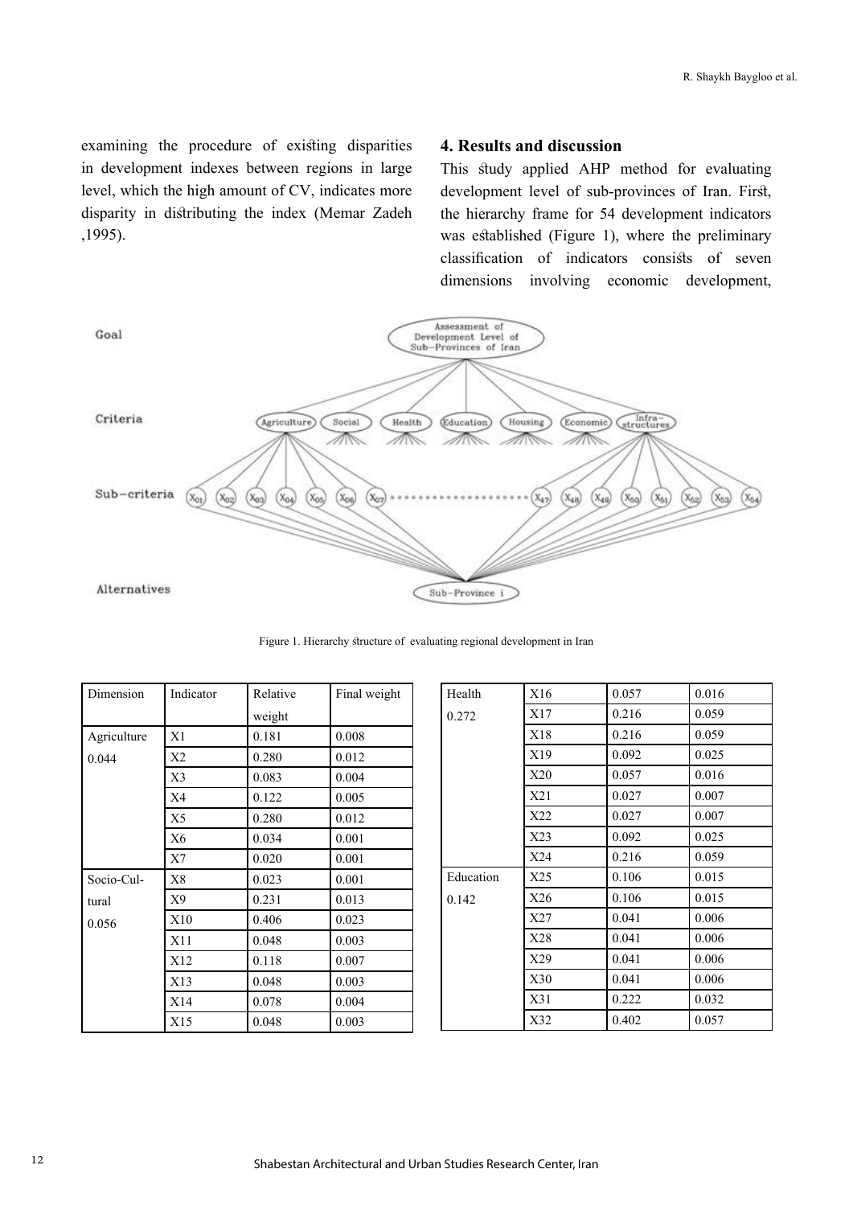examining the procedure of existing disparities in development indexes between regions in large level, which the high amount of CV, indicates more disparity in distributing the index (Memar Zadeh ,1995).

## 4. Results and discussion

This study applied AHP method for evaluating development level of sub-provinces of Iran. First, the hierarchy frame for 54 development indicators was established (Figure 1), where the preliminary classification of indicators consists of seven dimensions involving economic development,

Figure 1. Hierarchy structure of evaluating regional development in Iran

| Dimension | Indicator | Relative weight | Final weight |
|---|---|---|---|
| Agriculture 0.044 | X1 | 0.181 | 0.008 |
| | X2 | 0.280 | 0.012 |
| | X3 | 0.083 | 0.004 |
| | X4 | 0.122 | 0.005 |
| | X5 | 0.280 | 0.012 |
| | X6 | 0.034 | 0.001 |
| | X7 | 0.020 | 0.001 |
| Socio-Cultural 0.056 | X8 | 0.023 | 0.001 |
| | X9 | 0.231 | 0.013 |
| | X10 | 0.406 | 0.023 |
| | X11 | 0.048 | 0.003 |
| | X12 | 0.118 | 0.007 |
| | X13 | 0.048 | 0.003 |
| | X14 | 0.078 | 0.004 |
| | X15 | 0.048 | 0.003 |
| Health 0.272 | X16 | 0.057 | 0.016 |
| | X17 | 0.216 | 0.059 |
| | X18 | 0.216 | 0.059 |
| | X19 | 0.092 | 0.025 |
| | X20 | 0.057 | 0.016 |
| | X21 | 0.027 | 0.007 |
| | X22 | 0.027 | 0.007 |
| | X23 | 0.092 | 0.025 |
| | X24 | 0.216 | 0.059 |
| Education 0.142 | X25 | 0.106 | 0.015 |
| | X26 | 0.106 | 0.015 |
| | X27 | 0.041 | 0.006 |
| | X28 | 0.041 | 0.006 |
| | X29 | 0.041 | 0.006 |
| | X30 | 0.041 | 0.006 |
| | X31 | 0.222 | 0.032 |
| | X32 | 0.402 | 0.057 |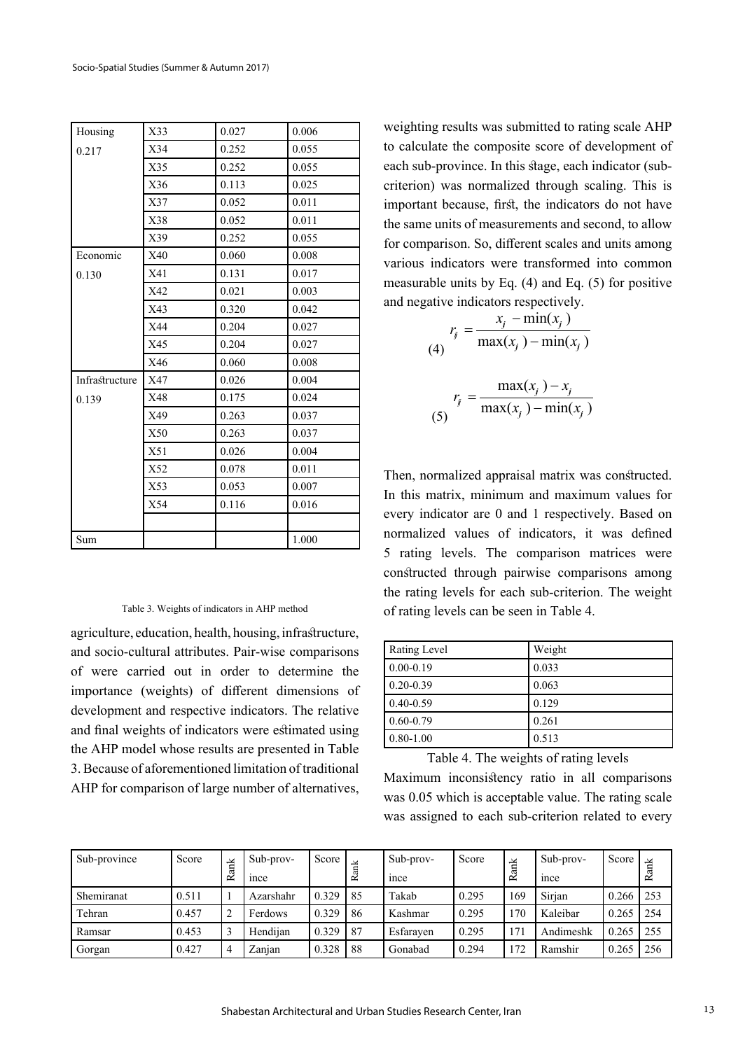| Housing 0.217 | X33 | 0.027 | 0.006 |
|---|---|---|---|
| | X34 | 0.252 | 0.055 |
| | X35 | 0.252 | 0.055 |
| | X36 | 0.113 | 0.025 |
| | X37 | 0.052 | 0.011 |
| | X38 | 0.052 | 0.011 |
| | X39 | 0.252 | 0.055 |
| Economic 0.130 | X40 | 0.060 | 0.008 |
| | X41 | 0.131 | 0.017 |
| | X42 | 0.021 | 0.003 |
| | X43 | 0.320 | 0.042 |
| | X44 | 0.204 | 0.027 |
| | X45 | 0.204 | 0.027 |
| | X46 | 0.060 | 0.008 |
| Infrastructure 0.139 | X47 | 0.026 | 0.004 |
| | X48 | 0.175 | 0.024 |
| | X49 | 0.263 | 0.037 |
| | X50 | 0.263 | 0.037 |
| | X51 | 0.026 | 0.004 |
| | X52 | 0.078 | 0.011 |
| | X53 | 0.053 | 0.007 |
| | X54 | 0.116 | 0.016 |
| | | | |
| Sum | | | 1.000 |

Table 3. Weights of indicators in AHP method

agriculture, education, health, housing, infrastructure, and socio-cultural attributes. Pair-wise comparisons of were carried out in order to determine the importance (weights) of different dimensions of development and respective indicators. The relative and final weights of indicators were estimated using the AHP model whose results are presented in Table 3. Because of aforementioned limitation of traditional AHP for comparison of large number of alternatives, weighting results was submitted to rating scale AHP to calculate the composite score of development of each sub-province. In this stage, each indicator (sub-criterion) was normalized through scaling. This is important because, first, the indicators do not have the same units of measurements and second, to allow for comparison. So, different scales and units among various indicators were transformed into common measurable units by Eq. (4) and Eq. (5) for positive and negative indicators respectively.

$$r_{ij} = \frac{x_j - \min(x_j)}{\max(x_j) - \min(x_j)} \quad (4)$$

$$r_{ij} = \frac{\max(x_j) - x_j}{\max(x_j) - \min(x_j)} \quad (5)$$

Then, normalized appraisal matrix was constructed. In this matrix, minimum and maximum values for every indicator are 0 and 1 respectively. Based on normalized values of indicators, it was defined 5 rating levels. The comparison matrices were constructed through pairwise comparisons among the rating levels for each sub-criterion. The weight of rating levels can be seen in Table 4.

| Rating Level | Weight |
|---|---|
| 0.00-0.19 | 0.033 |
| 0.20-0.39 | 0.063 |
| 0.40-0.59 | 0.129 |
| 0.60-0.79 | 0.261 |
| 0.80-1.00 | 0.513 |

Table 4. The weights of rating levels

Maximum inconsistency ratio in all comparisons was 0.05 which is acceptable value. The rating scale was assigned to each sub-criterion related to every

| Sub-province | Score | Rank | Sub-province | Score | Rank | Sub-province | Score | Rank | Sub-province | Score | Rank |
|---|---|---|---|---|---|---|---|---|---|---|---|
| Shemiranat | 0.511 | 1 | Azarshahr | 0.329 | 85 | Takab | 0.295 | 169 | Sirjan | 0.266 | 253 |
| Tehran | 0.457 | 2 | Ferdows | 0.329 | 86 | Kashmar | 0.295 | 170 | Kaleibar | 0.265 | 254 |
| Ramsar | 0.453 | 3 | Hendijan | 0.329 | 87 | Esfarayen | 0.295 | 171 | Andimeshk | 0.265 | 255 |
| Gorgan | 0.427 | 4 | Zanjan | 0.328 | 88 | Gonabad | 0.294 | 172 | Ramshir | 0.265 | 256 |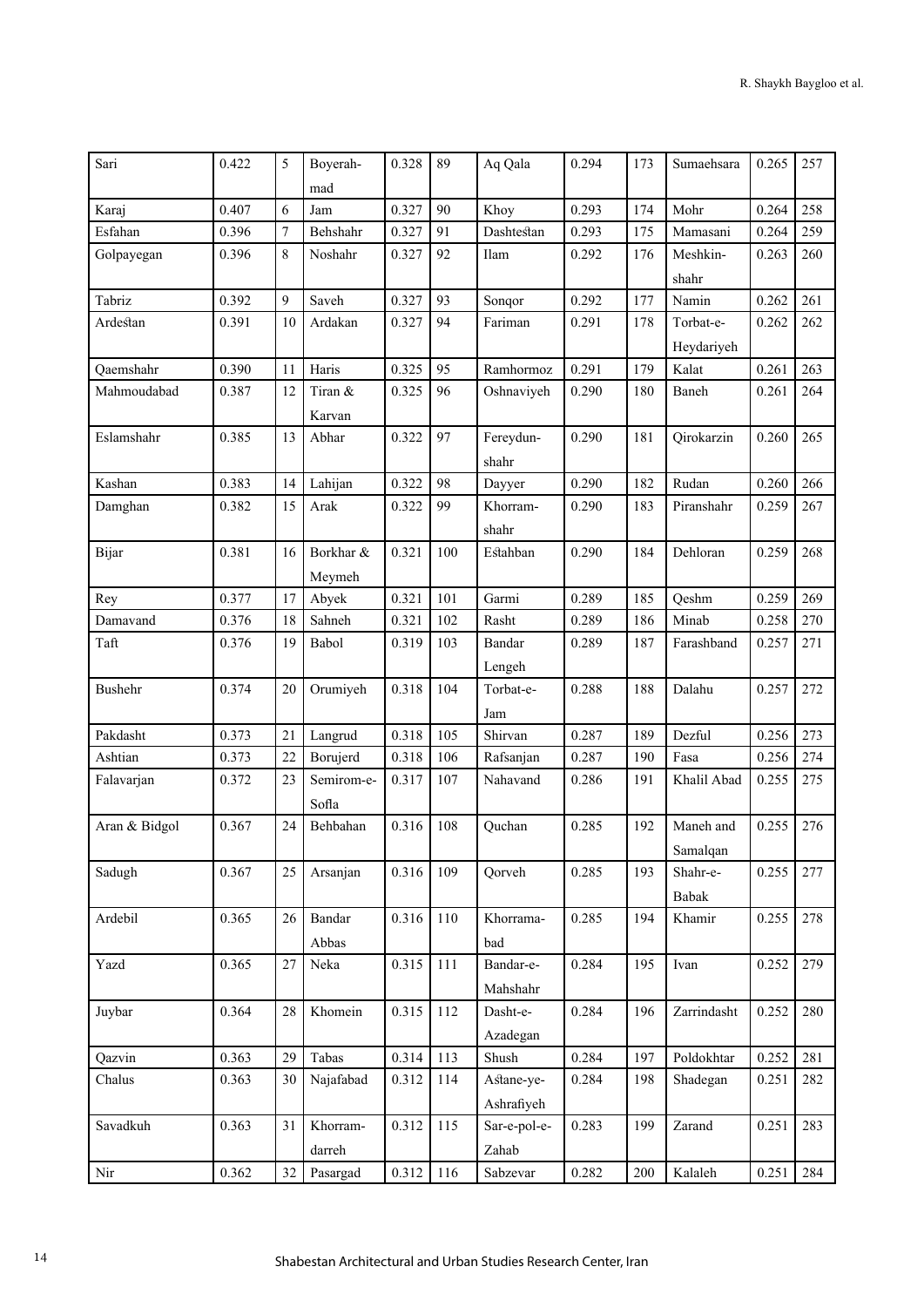| Sari | 0.422 | 5 | Boyerah-mad | 0.328 | 89 | Aq Qala | 0.294 | 173 | Sumaehsara | 0.265 | 257 |
|---|---|---|---|---|---|---|---|---|---|---|---|
| Karaj | 0.407 | 6 | Jam | 0.327 | 90 | Khoy | 0.293 | 174 | Mohr | 0.264 | 258 |
| Esfahan | 0.396 | 7 | Behshahr | 0.327 | 91 | Dashteśtan | 0.293 | 175 | Mamasani | 0.264 | 259 |
| Golpayegan | 0.396 | 8 | Noshahr | 0.327 | 92 | Ilam | 0.292 | 176 | Meshkin-shahr | 0.263 | 260 |
| Tabriz | 0.392 | 9 | Saveh | 0.327 | 93 | Sonqor | 0.292 | 177 | Namin | 0.262 | 261 |
| Ardeśtan | 0.391 | 10 | Ardakan | 0.327 | 94 | Fariman | 0.291 | 178 | Torbat-e-Heydariyeh | 0.262 | 262 |
| Qaemshahr | 0.390 | 11 | Haris | 0.325 | 95 | Ramhormoz | 0.291 | 179 | Kalat | 0.261 | 263 |
| Mahmoudabad | 0.387 | 12 | Tiran & Karvan | 0.325 | 96 | Oshnaviyeh | 0.290 | 180 | Baneh | 0.261 | 264 |
| Eslamshahr | 0.385 | 13 | Abhar | 0.322 | 97 | Fereydun-shahr | 0.290 | 181 | Qirokarzin | 0.260 | 265 |
| Kashan | 0.383 | 14 | Lahijan | 0.322 | 98 | Dayyer | 0.290 | 182 | Rudan | 0.260 | 266 |
| Damghan | 0.382 | 15 | Arak | 0.322 | 99 | Khorram-shahr | 0.290 | 183 | Piranshahr | 0.259 | 267 |
| Bijar | 0.381 | 16 | Borkhar & Meymeh | 0.321 | 100 | Eśtahban | 0.290 | 184 | Dehloran | 0.259 | 268 |
| Rey | 0.377 | 17 | Abyek | 0.321 | 101 | Garmi | 0.289 | 185 | Qeshm | 0.259 | 269 |
| Damavand | 0.376 | 18 | Sahneh | 0.321 | 102 | Rasht | 0.289 | 186 | Minab | 0.258 | 270 |
| Taft | 0.376 | 19 | Babol | 0.319 | 103 | Bandar Lengeh | 0.289 | 187 | Farashband | 0.257 | 271 |
| Bushehr | 0.374 | 20 | Orumiyeh | 0.318 | 104 | Torbat-e-Jam | 0.288 | 188 | Dalahu | 0.257 | 272 |
| Pakdasht | 0.373 | 21 | Langrud | 0.318 | 105 | Shirvan | 0.287 | 189 | Dezful | 0.256 | 273 |
| Ashtian | 0.373 | 22 | Borujerd | 0.318 | 106 | Rafsanjan | 0.287 | 190 | Fasa | 0.256 | 274 |
| Falavarjan | 0.372 | 23 | Semirom-e-Sofla | 0.317 | 107 | Nahavand | 0.286 | 191 | Khalil Abad | 0.255 | 275 |
| Aran & Bidgol | 0.367 | 24 | Behbahan | 0.316 | 108 | Quchan | 0.285 | 192 | Maneh and Samalqan | 0.255 | 276 |
| Sadugh | 0.367 | 25 | Arsanjan | 0.316 | 109 | Qorveh | 0.285 | 193 | Shahr-e-Babak | 0.255 | 277 |
| Ardebil | 0.365 | 26 | Bandar Abbas | 0.316 | 110 | Khorrama-bad | 0.285 | 194 | Khamir | 0.255 | 278 |
| Yazd | 0.365 | 27 | Neka | 0.315 | 111 | Bandar-e-Mahshahr | 0.284 | 195 | Ivan | 0.252 | 279 |
| Juybar | 0.364 | 28 | Khomein | 0.315 | 112 | Dasht-e-Azadegan | 0.284 | 196 | Zarrindasht | 0.252 | 280 |
| Qazvin | 0.363 | 29 | Tabas | 0.314 | 113 | Shush | 0.284 | 197 | Poldokhtar | 0.252 | 281 |
| Chalus | 0.363 | 30 | Najafabad | 0.312 | 114 | Aśtane-ye-Ashrafiyeh | 0.284 | 198 | Shadegan | 0.251 | 282 |
| Savadkuh | 0.363 | 31 | Khorram-darreh | 0.312 | 115 | Sar-e-pol-e-Zahab | 0.283 | 199 | Zarand | 0.251 | 283 |
| Nir | 0.362 | 32 | Pasargad | 0.312 | 116 | Sabzevar | 0.282 | 200 | Kalaleh | 0.251 | 284 |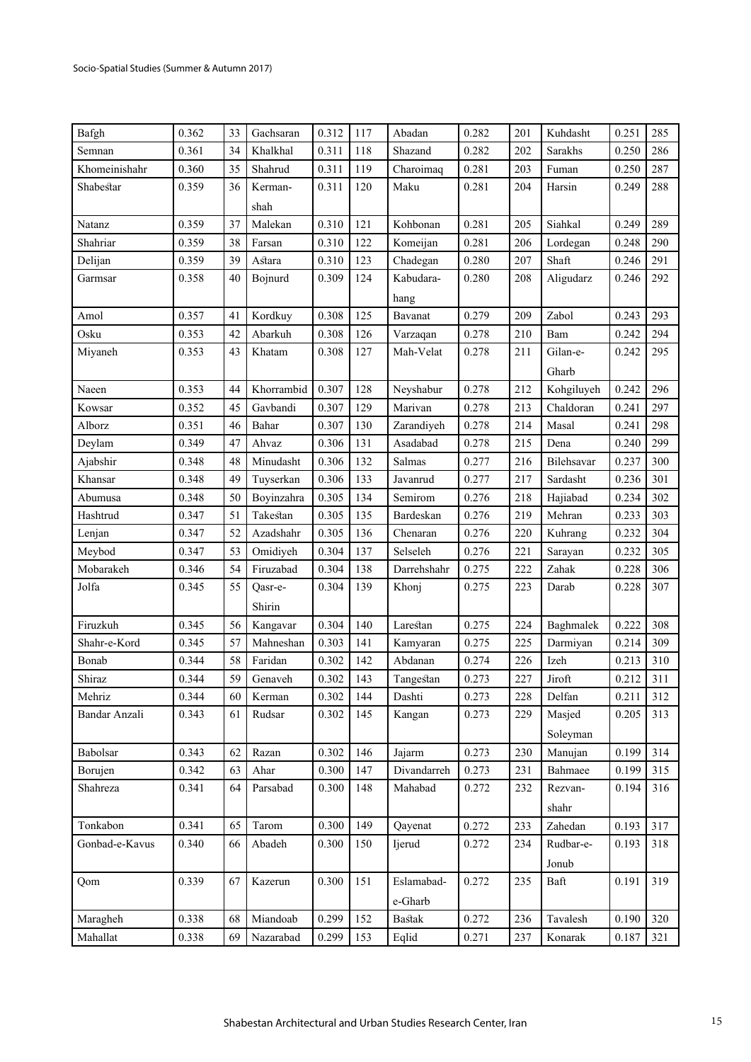| Bafgh | 0.362 | 33 | Gachsaran | 0.312 | 117 | Abadan | 0.282 | 201 | Kuhdasht | 0.251 | 285 |
|---|---|---|---|---|---|---|---|---|---|---|---|
| Semnan | 0.361 | 34 | Khalkhal | 0.311 | 118 | Shazand | 0.282 | 202 | Sarakhs | 0.250 | 286 |
| Khomeinishahr | 0.360 | 35 | Shahrud | 0.311 | 119 | Charoimaq | 0.281 | 203 | Fuman | 0.250 | 287 |
| Shabestar | 0.359 | 36 | Kerman-shah | 0.311 | 120 | Maku | 0.281 | 204 | Harsin | 0.249 | 288 |
| Natanz | 0.359 | 37 | Malekan | 0.310 | 121 | Kohbonan | 0.281 | 205 | Siahkal | 0.249 | 289 |
| Shahriar | 0.359 | 38 | Farsan | 0.310 | 122 | Komeijan | 0.281 | 206 | Lordegan | 0.248 | 290 |
| Delijan | 0.359 | 39 | Astara | 0.310 | 123 | Chadegan | 0.280 | 207 | Shaft | 0.246 | 291 |
| Garmsar | 0.358 | 40 | Bojnurd | 0.309 | 124 | Kabudara-hang | 0.280 | 208 | Aligudarz | 0.246 | 292 |
| Amol | 0.357 | 41 | Kordkuy | 0.308 | 125 | Bavanat | 0.279 | 209 | Zabol | 0.243 | 293 |
| Osku | 0.353 | 42 | Abarkuh | 0.308 | 126 | Varzaqan | 0.278 | 210 | Bam | 0.242 | 294 |
| Miyaneh | 0.353 | 43 | Khatam | 0.308 | 127 | Mah-Velat | 0.278 | 211 | Gilan-e-Gharb | 0.242 | 295 |
| Naeen | 0.353 | 44 | Khorrambid | 0.307 | 128 | Neyshabur | 0.278 | 212 | Kohgiluyeh | 0.242 | 296 |
| Kowsar | 0.352 | 45 | Gavbandi | 0.307 | 129 | Marivan | 0.278 | 213 | Chaldoran | 0.241 | 297 |
| Alborz | 0.351 | 46 | Bahar | 0.307 | 130 | Zarandiyeh | 0.278 | 214 | Masal | 0.241 | 298 |
| Deylam | 0.349 | 47 | Ahvaz | 0.306 | 131 | Asadabad | 0.278 | 215 | Dena | 0.240 | 299 |
| Ajabshir | 0.348 | 48 | Minudasht | 0.306 | 132 | Salmas | 0.277 | 216 | Bilehsavar | 0.237 | 300 |
| Khansar | 0.348 | 49 | Tuyserkan | 0.306 | 133 | Javanrud | 0.277 | 217 | Sardasht | 0.236 | 301 |
| Abumusa | 0.348 | 50 | Boyinzahra | 0.305 | 134 | Semirom | 0.276 | 218 | Hajiabad | 0.234 | 302 |
| Hashtrud | 0.347 | 51 | Takestan | 0.305 | 135 | Bardeskan | 0.276 | 219 | Mehran | 0.233 | 303 |
| Lenjan | 0.347 | 52 | Azadshahr | 0.305 | 136 | Chenaran | 0.276 | 220 | Kuhrang | 0.232 | 304 |
| Meybod | 0.347 | 53 | Omidiyeh | 0.304 | 137 | Selseleh | 0.276 | 221 | Sarayan | 0.232 | 305 |
| Mobarakeh | 0.346 | 54 | Firuzabad | 0.304 | 138 | Darrehshahr | 0.275 | 222 | Zahak | 0.228 | 306 |
| Jolfa | 0.345 | 55 | Qasr-e-Shirin | 0.304 | 139 | Khonj | 0.275 | 223 | Darab | 0.228 | 307 |
| Firuzkuh | 0.345 | 56 | Kangavar | 0.304 | 140 | Larestan | 0.275 | 224 | Baghmalek | 0.222 | 308 |
| Shahr-e-Kord | 0.345 | 57 | Mahneshan | 0.303 | 141 | Kamyaran | 0.275 | 225 | Darmiyan | 0.214 | 309 |
| Bonab | 0.344 | 58 | Faridan | 0.302 | 142 | Abdanan | 0.274 | 226 | Izeh | 0.213 | 310 |
| Shiraz | 0.344 | 59 | Genaveh | 0.302 | 143 | Tangestan | 0.273 | 227 | Jiroft | 0.212 | 311 |
| Mehriz | 0.344 | 60 | Kerman | 0.302 | 144 | Dashti | 0.273 | 228 | Delfan | 0.211 | 312 |
| Bandar Anzali | 0.343 | 61 | Rudsar | 0.302 | 145 | Kangan | 0.273 | 229 | Masjed Soleyman | 0.205 | 313 |
| Babolsar | 0.343 | 62 | Razan | 0.302 | 146 | Jajarm | 0.273 | 230 | Manujan | 0.199 | 314 |
| Borujen | 0.342 | 63 | Ahar | 0.300 | 147 | Divandarreh | 0.273 | 231 | Bahmaee | 0.199 | 315 |
| Shahreza | 0.341 | 64 | Parsabad | 0.300 | 148 | Mahabad | 0.272 | 232 | Rezvan-shahr | 0.194 | 316 |
| Tonkabon | 0.341 | 65 | Tarom | 0.300 | 149 | Qayenat | 0.272 | 233 | Zahedan | 0.193 | 317 |
| Gonbad-e-Kavus | 0.340 | 66 | Abadeh | 0.300 | 150 | Ijerud | 0.272 | 234 | Rudbar-e-Jonub | 0.193 | 318 |
| Qom | 0.339 | 67 | Kazerun | 0.300 | 151 | Eslamabad-e-Gharb | 0.272 | 235 | Baft | 0.191 | 319 |
| Maragheh | 0.338 | 68 | Miandoab | 0.299 | 152 | Bastak | 0.272 | 236 | Tavalesh | 0.190 | 320 |
| Mahallat | 0.338 | 69 | Nazarabad | 0.299 | 153 | Eqlid | 0.271 | 237 | Konarak | 0.187 | 321 |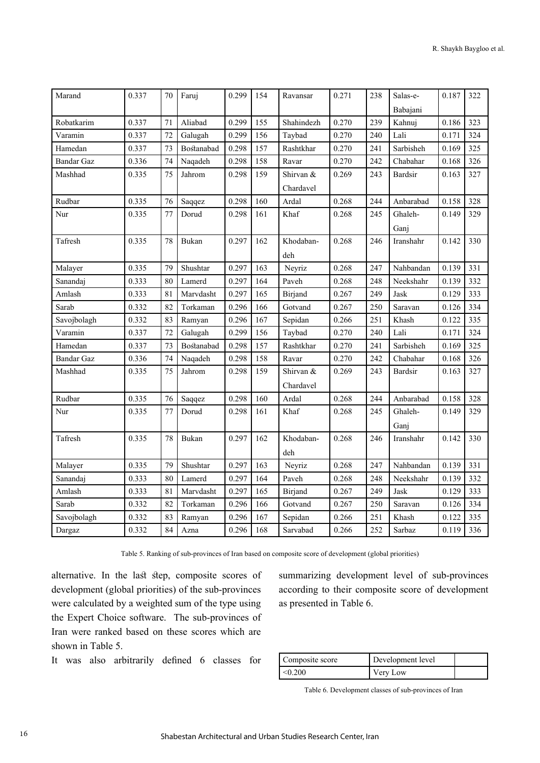| Marand | 0.337 | 70 | Faruj | 0.299 | 154 | Ravansar | 0.271 | 238 | Salas-e-Babajani | 0.187 | 322 |
|---|---|---|---|---|---|---|---|---|---|---|---|
| Robatkarim | 0.337 | 71 | Aliabad | 0.299 | 155 | Shahindezh | 0.270 | 239 | Kahnuj | 0.186 | 323 |
| Varamin | 0.337 | 72 | Galugah | 0.299 | 156 | Taybad | 0.270 | 240 | Lali | 0.171 | 324 |
| Hamedan | 0.337 | 73 | Bostanabad | 0.298 | 157 | Rashtkhar | 0.270 | 241 | Sarbisheh | 0.169 | 325 |
| Bandar Gaz | 0.336 | 74 | Naqadeh | 0.298 | 158 | Ravar | 0.270 | 242 | Chabahar | 0.168 | 326 |
| Mashhad | 0.335 | 75 | Jahrom | 0.298 | 159 | Shirvan & Chardavel | 0.269 | 243 | Bardsir | 0.163 | 327 |
| Rudbar | 0.335 | 76 | Saqqez | 0.298 | 160 | Ardal | 0.268 | 244 | Anbarabad | 0.158 | 328 |
| Nur | 0.335 | 77 | Dorud | 0.298 | 161 | Khaf | 0.268 | 245 | Ghaleh-Ganj | 0.149 | 329 |
| Tafresh | 0.335 | 78 | Bukan | 0.297 | 162 | Khodaban-deh | 0.268 | 246 | Iranshahr | 0.142 | 330 |
| Malayer | 0.335 | 79 | Shushtar | 0.297 | 163 | Neyriz | 0.268 | 247 | Nahbandan | 0.139 | 331 |
| Sanandaj | 0.333 | 80 | Lamerd | 0.297 | 164 | Paveh | 0.268 | 248 | Neekshahr | 0.139 | 332 |
| Amlash | 0.333 | 81 | Marvdasht | 0.297 | 165 | Birjand | 0.267 | 249 | Jask | 0.129 | 333 |
| Sarab | 0.332 | 82 | Torkaman | 0.296 | 166 | Gotvand | 0.267 | 250 | Saravan | 0.126 | 334 |
| Savojbolagh | 0.332 | 83 | Ramyan | 0.296 | 167 | Sepidan | 0.266 | 251 | Khash | 0.122 | 335 |
| Varamin | 0.337 | 72 | Galugah | 0.299 | 156 | Taybad | 0.270 | 240 | Lali | 0.171 | 324 |
| Hamedan | 0.337 | 73 | Bostanabad | 0.298 | 157 | Rashtkhar | 0.270 | 241 | Sarbisheh | 0.169 | 325 |
| Bandar Gaz | 0.336 | 74 | Naqadeh | 0.298 | 158 | Ravar | 0.270 | 242 | Chabahar | 0.168 | 326 |
| Mashhad | 0.335 | 75 | Jahrom | 0.298 | 159 | Shirvan & Chardavel | 0.269 | 243 | Bardsir | 0.163 | 327 |
| Rudbar | 0.335 | 76 | Saqqez | 0.298 | 160 | Ardal | 0.268 | 244 | Anbarabad | 0.158 | 328 |
| Nur | 0.335 | 77 | Dorud | 0.298 | 161 | Khaf | 0.268 | 245 | Ghaleh-Ganj | 0.149 | 329 |
| Tafresh | 0.335 | 78 | Bukan | 0.297 | 162 | Khodaban-deh | 0.268 | 246 | Iranshahr | 0.142 | 330 |
| Malayer | 0.335 | 79 | Shushtar | 0.297 | 163 | Neyriz | 0.268 | 247 | Nahbandan | 0.139 | 331 |
| Sanandaj | 0.333 | 80 | Lamerd | 0.297 | 164 | Paveh | 0.268 | 248 | Neekshahr | 0.139 | 332 |
| Amlash | 0.333 | 81 | Marvdasht | 0.297 | 165 | Birjand | 0.267 | 249 | Jask | 0.129 | 333 |
| Sarab | 0.332 | 82 | Torkaman | 0.296 | 166 | Gotvand | 0.267 | 250 | Saravan | 0.126 | 334 |
| Savojbolagh | 0.332 | 83 | Ramyan | 0.296 | 167 | Sepidan | 0.266 | 251 | Khash | 0.122 | 335 |
| Dargaz | 0.332 | 84 | Azna | 0.296 | 168 | Sarvabad | 0.266 | 252 | Sarbaz | 0.119 | 336 |

Table 5. Ranking of sub-provinces of Iran based on composite score of development (global priorities)

alternative. In the last step, composite scores of development (global priorities) of the sub-provinces were calculated by a weighted sum of the type using the Expert Choice software. The sub-provinces of Iran were ranked based on these scores which are shown in Table 5.

It was also arbitrarily defined 6 classes for summarizing development level of sub-provinces according to their composite score of development as presented in Table 6.

| Composite score | Development level | |
|---|---|---|
| <0.200 | Very Low | |

Table 6. Development classes of sub-provinces of Iran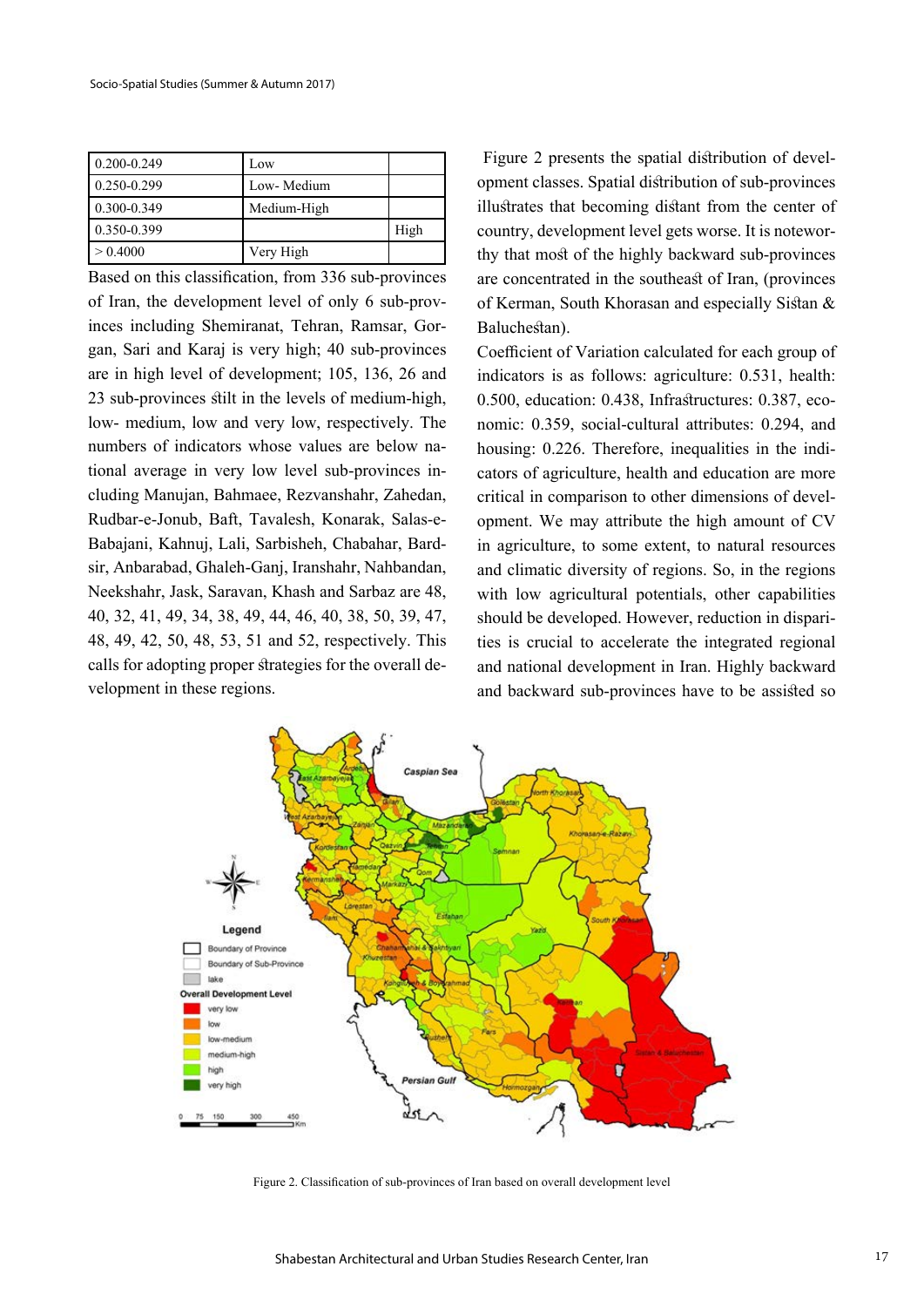| | | |
|---|---|---|
| 0.200-0.249 | Low | |
| 0.250-0.299 | Low- Medium | |
| 0.300-0.349 | Medium-High | |
| 0.350-0.399 | | High |
| > 0.4000 | Very High | |

Based on this classification, from 336 sub-provinces of Iran, the development level of only 6 sub-provinces including Shemiranat, Tehran, Ramsar, Gorgan, Sari and Karaj is very high; 40 sub-provinces are in high level of development; 105, 136, 26 and 23 sub-provinces still in the levels of medium-high, low- medium, low and very low, respectively. The numbers of indicators whose values are below national average in very low level sub-provinces including Manujan, Bahmaee, Rezvanshahr, Zahedan, Rudbar-e-Jonub, Baft, Tavalesh, Konarak, Salas-e-Babajani, Kahnuj, Lali, Sarbisheh, Chabahar, Bardsir, Anbarabad, Ghaleh-Ganj, Iranshahr, Nahbandan, Neekshahr, Jask, Saravan, Khash and Sarbaz are 48, 40, 32, 41, 49, 34, 38, 49, 44, 46, 40, 38, 50, 39, 47, 48, 49, 42, 50, 48, 53, 51 and 52, respectively. This calls for adopting proper strategies for the overall development in these regions.

Figure 2 presents the spatial distribution of development classes. Spatial distribution of sub-provinces illustrates that becoming distant from the center of country, development level gets worse. It is noteworthy that most of the highly backward sub-provinces are concentrated in the southeast of Iran, (provinces of Kerman, South Khorasan and especially Sistan & Baluchestan).

Coefficient of Variation calculated for each group of indicators is as follows: agriculture: 0.531, health: 0.500, education: 0.438, Infrastructures: 0.387, economic: 0.359, social-cultural attributes: 0.294, and housing: 0.226. Therefore, inequalities in the indicators of agriculture, health and education are more critical in comparison to other dimensions of development. We may attribute the high amount of CV in agriculture, to some extent, to natural resources and climatic diversity of regions. So, in the regions with low agricultural potentials, other capabilities should be developed. However, reduction in disparities is crucial to accelerate the integrated regional and national development in Iran. Highly backward and backward sub-provinces have to be assisted so

Figure 2. Classification of sub-provinces of Iran based on overall development level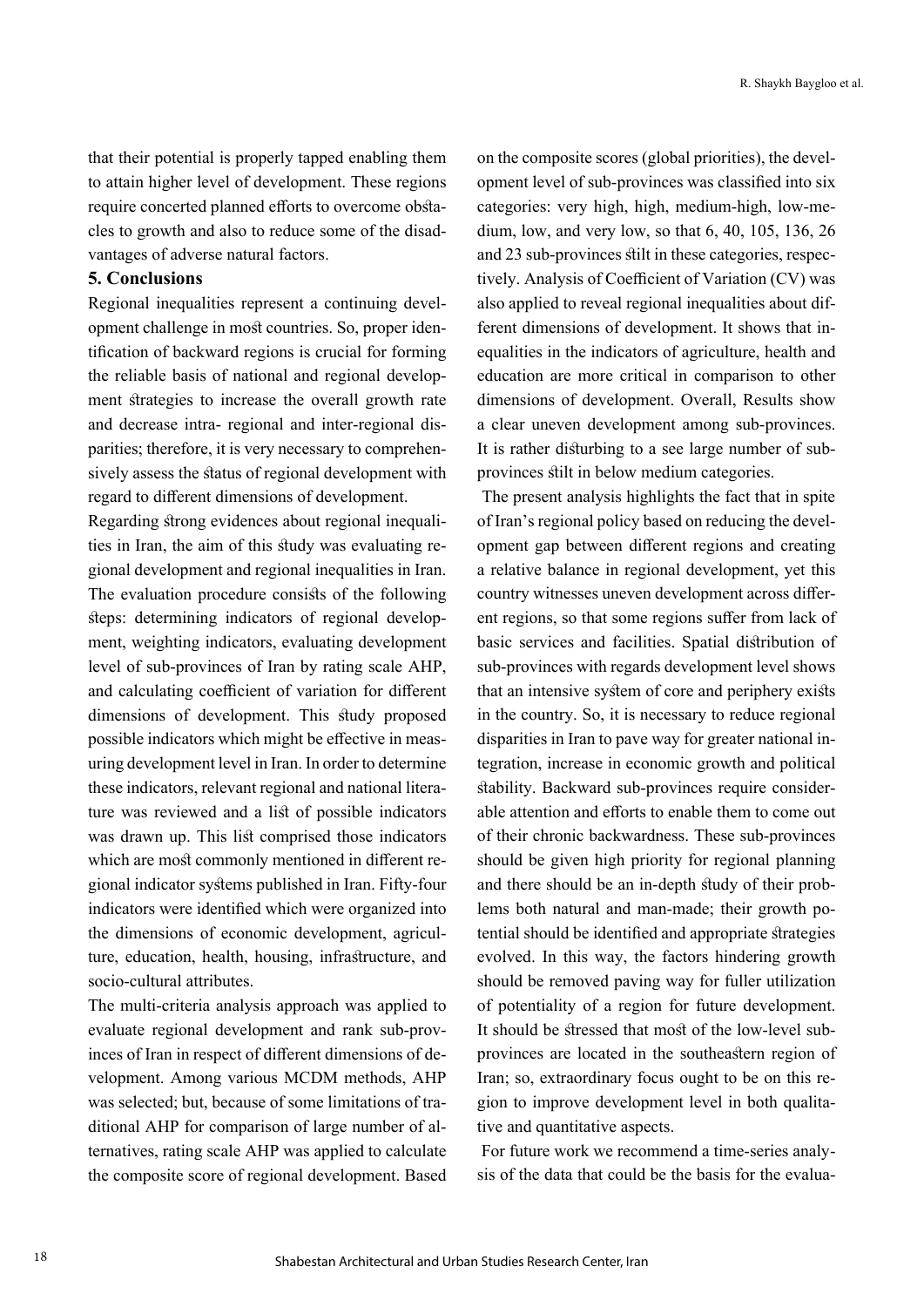that their potential is properly tapped enabling them to attain higher level of development. These regions require concerted planned efforts to overcome obstacles to growth and also to reduce some of the disadvantages of adverse natural factors.

## 5. Conclusions

Regional inequalities represent a continuing development challenge in most countries. So, proper identification of backward regions is crucial for forming the reliable basis of national and regional development strategies to increase the overall growth rate and decrease intra- regional and inter-regional disparities; therefore, it is very necessary to comprehensively assess the status of regional development with regard to different dimensions of development.

Regarding strong evidences about regional inequalities in Iran, the aim of this study was evaluating regional development and regional inequalities in Iran. The evaluation procedure consists of the following steps: determining indicators of regional development, weighting indicators, evaluating development level of sub-provinces of Iran by rating scale AHP, and calculating coefficient of variation for different dimensions of development. This study proposed possible indicators which might be effective in measuring development level in Iran. In order to determine these indicators, relevant regional and national literature was reviewed and a list of possible indicators was drawn up. This list comprised those indicators which are most commonly mentioned in different regional indicator systems published in Iran. Fifty-four indicators were identified which were organized into the dimensions of economic development, agriculture, education, health, housing, infrastructure, and socio-cultural attributes.

The multi-criteria analysis approach was applied to evaluate regional development and rank sub-provinces of Iran in respect of different dimensions of development. Among various MCDM methods, AHP was selected; but, because of some limitations of traditional AHP for comparison of large number of alternatives, rating scale AHP was applied to calculate the composite score of regional development. Based on the composite scores (global priorities), the development level of sub-provinces was classified into six categories: very high, high, medium-high, low-medium, low, and very low, so that 6, 40, 105, 136, 26 and 23 sub-provinces stilt in these categories, respectively. Analysis of Coefficient of Variation (CV) was also applied to reveal regional inequalities about different dimensions of development. It shows that inequalities in the indicators of agriculture, health and education are more critical in comparison to other dimensions of development. Overall, Results show a clear uneven development among sub-provinces. It is rather disturbing to a see large number of sub-provinces stilt in below medium categories.

The present analysis highlights the fact that in spite of Iran's regional policy based on reducing the development gap between different regions and creating a relative balance in regional development, yet this country witnesses uneven development across different regions, so that some regions suffer from lack of basic services and facilities. Spatial distribution of sub-provinces with regards development level shows that an intensive system of core and periphery exists in the country. So, it is necessary to reduce regional disparities in Iran to pave way for greater national integration, increase in economic growth and political stability. Backward sub-provinces require considerable attention and efforts to enable them to come out of their chronic backwardness. These sub-provinces should be given high priority for regional planning and there should be an in-depth study of their problems both natural and man-made; their growth potential should be identified and appropriate strategies evolved. In this way, the factors hindering growth should be removed paving way for fuller utilization of potentiality of a region for future development. It should be stressed that most of the low-level sub-provinces are located in the southeastern region of Iran; so, extraordinary focus ought to be on this region to improve development level in both qualitative and quantitative aspects.

For future work we recommend a time-series analysis of the data that could be the basis for the evalua-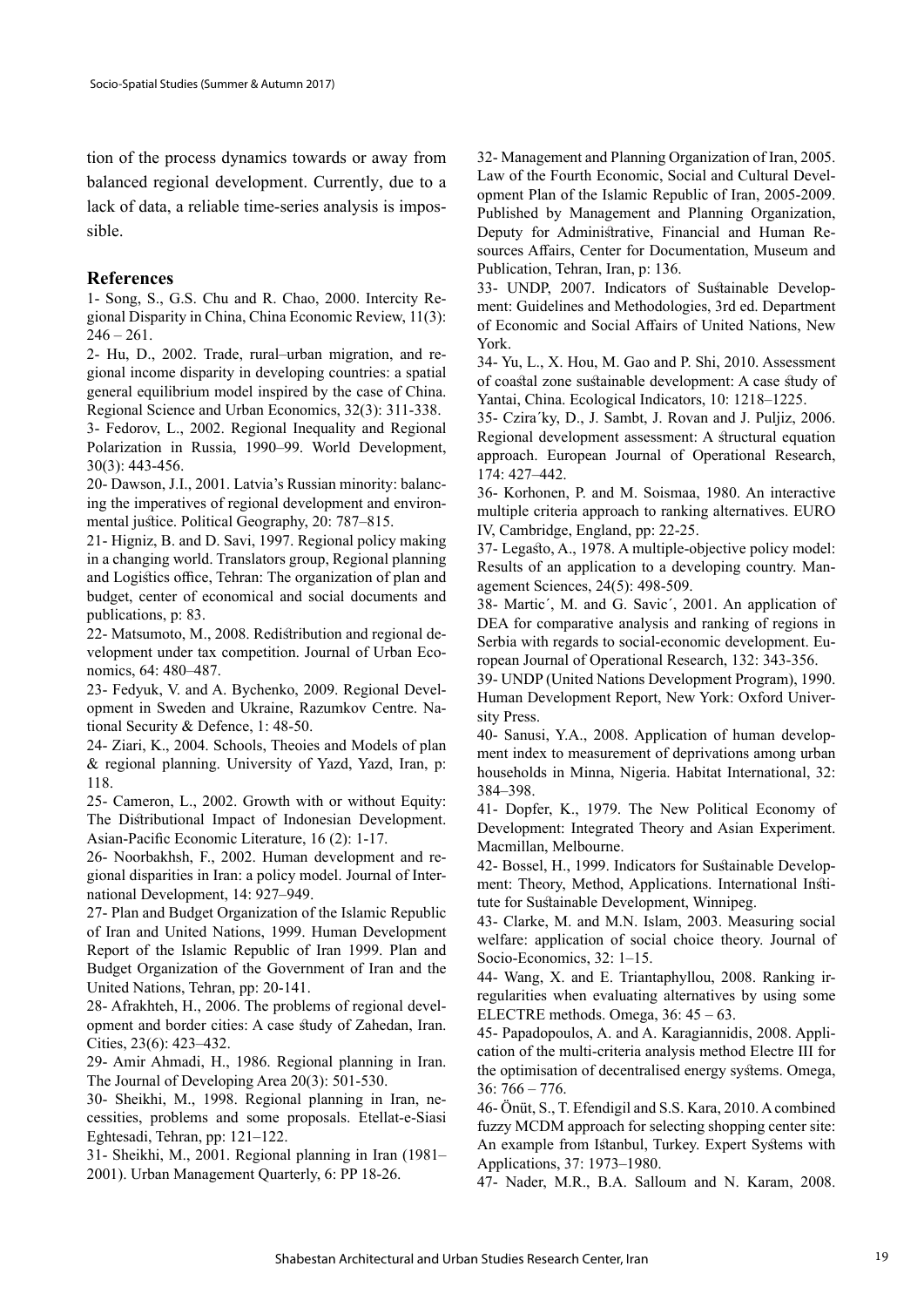tion of the process dynamics towards or away from balanced regional development. Currently, due to a lack of data, a reliable time-series analysis is impossible.

## References

1- Song, S., G.S. Chu and R. Chao, 2000. Intercity Regional Disparity in China, China Economic Review, 11(3): 246 – 261.

2- Hu, D., 2002. Trade, rural–urban migration, and regional income disparity in developing countries: a spatial general equilibrium model inspired by the case of China. Regional Science and Urban Economics, 32(3): 311-338.

3- Fedorov, L., 2002. Regional Inequality and Regional Polarization in Russia, 1990–99. World Development, 30(3): 443-456.

20- Dawson, J.I., 2001. Latvia's Russian minority: balancing the imperatives of regional development and environmental justice. Political Geography, 20: 787–815.

21- Higniz, B. and D. Savi, 1997. Regional policy making in a changing world. Translators group, Regional planning and Logistics office, Tehran: The organization of plan and budget, center of economical and social documents and publications, p: 83.

22- Matsumoto, M., 2008. Redistribution and regional development under tax competition. Journal of Urban Economics, 64: 480–487.

23- Fedyuk, V. and A. Bychenko, 2009. Regional Development in Sweden and Ukraine, Razumkov Centre. National Security & Defence, 1: 48-50.

24- Ziari, K., 2004. Schools, Theoies and Models of plan & regional planning. University of Yazd, Yazd, Iran, p: 118.

25- Cameron, L., 2002. Growth with or without Equity: The Distributional Impact of Indonesian Development. Asian-Pacific Economic Literature, 16 (2): 1-17.

26- Noorbakhsh, F., 2002. Human development and regional disparities in Iran: a policy model. Journal of International Development, 14: 927–949.

27- Plan and Budget Organization of the Islamic Republic of Iran and United Nations, 1999. Human Development Report of the Islamic Republic of Iran 1999. Plan and Budget Organization of the Government of Iran and the United Nations, Tehran, pp: 20-141.

28- Afrakhteh, H., 2006. The problems of regional development and border cities: A case study of Zahedan, Iran. Cities, 23(6): 423–432.

29- Amir Ahmadi, H., 1986. Regional planning in Iran. The Journal of Developing Area 20(3): 501-530.

30- Sheikhi, M., 1998. Regional planning in Iran, necessities, problems and some proposals. Etellat-e-Siasi Eghtesadi, Tehran, pp: 121–122.

31- Sheikhi, M., 2001. Regional planning in Iran (1981–2001). Urban Management Quarterly, 6: PP 18-26.

32- Management and Planning Organization of Iran, 2005. Law of the Fourth Economic, Social and Cultural Development Plan of the Islamic Republic of Iran, 2005-2009. Published by Management and Planning Organization, Deputy for Administrative, Financial and Human Resources Affairs, Center for Documentation, Museum and Publication, Tehran, Iran, p: 136.

33- UNDP, 2007. Indicators of Sustainable Development: Guidelines and Methodologies, 3rd ed. Department of Economic and Social Affairs of United Nations, New York.

34- Yu, L., X. Hou, M. Gao and P. Shi, 2010. Assessment of coastal zone sustainable development: A case study of Yantai, China. Ecological Indicators, 10: 1218–1225.

35- Czira´ky, D., J. Sambt, J. Rovan and J. Puljiz, 2006. Regional development assessment: A structural equation approach. European Journal of Operational Research, 174: 427–442.

36- Korhonen, P. and M. Soismaa, 1980. An interactive multiple criteria approach to ranking alternatives. EURO IV, Cambridge, England, pp: 22-25.

37- Legasto, A., 1978. A multiple-objective policy model: Results of an application to a developing country. Management Sciences, 24(5): 498-509.

38- Martic´, M. and G. Savic´, 2001. An application of DEA for comparative analysis and ranking of regions in Serbia with regards to social-economic development. European Journal of Operational Research, 132: 343-356.

39- UNDP (United Nations Development Program), 1990. Human Development Report, New York: Oxford University Press.

40- Sanusi, Y.A., 2008. Application of human development index to measurement of deprivations among urban households in Minna, Nigeria. Habitat International, 32: 384–398.

41- Dopfer, K., 1979. The New Political Economy of Development: Integrated Theory and Asian Experiment. Macmillan, Melbourne.

42- Bossel, H., 1999. Indicators for Sustainable Development: Theory, Method, Applications. International Institute for Sustainable Development, Winnipeg.

43- Clarke, M. and M.N. Islam, 2003. Measuring social welfare: application of social choice theory. Journal of Socio-Economics, 32: 1–15.

44- Wang, X. and E. Triantaphyllou, 2008. Ranking irregularities when evaluating alternatives by using some ELECTRE methods. Omega, 36: 45 – 63.

45- Papadopoulos, A. and A. Karagiannidis, 2008. Application of the multi-criteria analysis method Electre III for the optimisation of decentralised energy systems. Omega, 36: 766 – 776.

46- Önüt, S., T. Efendigil and S.S. Kara, 2010. A combined fuzzy MCDM approach for selecting shopping center site: An example from Istanbul, Turkey. Expert Systems with Applications, 37: 1973–1980.

47- Nader, M.R., B.A. Salloum and N. Karam, 2008.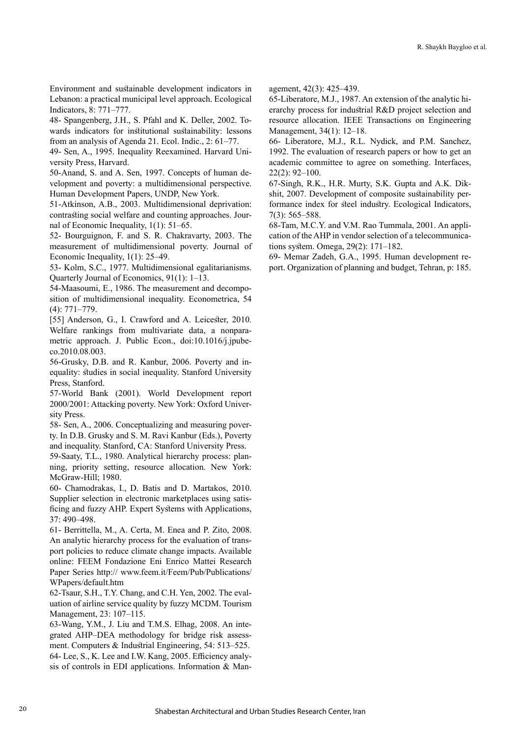Environment and sustainable development indicators in Lebanon: a practical municipal level approach. Ecological Indicators, 8: 771–777.

48- Spangenberg, J.H., S. Pfahl and K. Deller, 2002. Towards indicators for institutional sustainability: lessons from an analysis of Agenda 21. Ecol. Indic., 2: 61–77.

49- Sen, A., 1995. Inequality Reexamined. Harvard University Press, Harvard.

50-Anand, S. and A. Sen, 1997. Concepts of human development and poverty: a multidimensional perspective. Human Development Papers, UNDP, New York.

51-Atkinson, A.B., 2003. Multidimensional deprivation: contrasting social welfare and counting approaches. Journal of Economic Inequality, 1(1): 51–65.

52- Bourguignon, F. and S. R. Chakravarty, 2003. The measurement of multidimensional poverty. Journal of Economic Inequality, 1(1): 25–49.

53- Kolm, S.C., 1977. Multidimensional egalitarianisms. Quarterly Journal of Economics, 91(1): 1–13.

54-Maasoumi, E., 1986. The measurement and decomposition of multidimensional inequality. Econometrica, 54 (4): 771–779.

[55] Anderson, G., I. Crawford and A. Leicester, 2010. Welfare rankings from multivariate data, a nonparametric approach. J. Public Econ., doi:10.1016/j.jpubeco.2010.08.003.

56-Grusky, D.B. and R. Kanbur, 2006. Poverty and inequality: studies in social inequality. Stanford University Press, Stanford.

57-World Bank (2001). World Development report 2000/2001: Attacking poverty. New York: Oxford University Press.

58- Sen, A., 2006. Conceptualizing and measuring poverty. In D.B. Grusky and S. M. Ravi Kanbur (Eds.), Poverty and inequality. Stanford, CA: Stanford University Press.

59-Saaty, T.L., 1980. Analytical hierarchy process: planning, priority setting, resource allocation. New York: McGraw-Hill; 1980.

60- Chamodrakas, I., D. Batis and D. Martakos, 2010. Supplier selection in electronic marketplaces using satisficing and fuzzy AHP. Expert Systems with Applications, 37: 490–498.

61- Berrittella, M., A. Certa, M. Enea and P. Zito, 2008. An analytic hierarchy process for the evaluation of transport policies to reduce climate change impacts. Available online: FEEM Fondazione Eni Enrico Mattei Research Paper Series http:// www.feem.it/Feem/Pub/Publications/WPapers/default.htm

62-Tsaur, S.H., T.Y. Chang, and C.H. Yen, 2002. The evaluation of airline service quality by fuzzy MCDM. Tourism Management, 23: 107–115.

63-Wang, Y.M., J. Liu and T.M.S. Elhag, 2008. An integrated AHP–DEA methodology for bridge risk assessment. Computers & Industrial Engineering, 54: 513–525.

64- Lee, S., K. Lee and I.W. Kang, 2005. Efficiency analysis of controls in EDI applications. Information & Management, 42(3): 425–439.

65-Liberatore, M.J., 1987. An extension of the analytic hierarchy process for industrial R&D project selection and resource allocation. IEEE Transactions on Engineering Management, 34(1): 12–18.

66- Liberatore, M.J., R.L. Nydick, and P.M. Sanchez, 1992. The evaluation of research papers or how to get an academic committee to agree on something. Interfaces, 22(2): 92–100.

67-Singh, R.K., H.R. Murty, S.K. Gupta and A.K. Dikshit, 2007. Development of composite sustainability performance index for steel industry. Ecological Indicators, 7(3): 565–588.

68-Tam, M.C.Y. and V.M. Rao Tummala, 2001. An application of the AHP in vendor selection of a telecommunications system. Omega, 29(2): 171–182.

69- Memar Zadeh, G.A., 1995. Human development report. Organization of planning and budget, Tehran, p: 185.